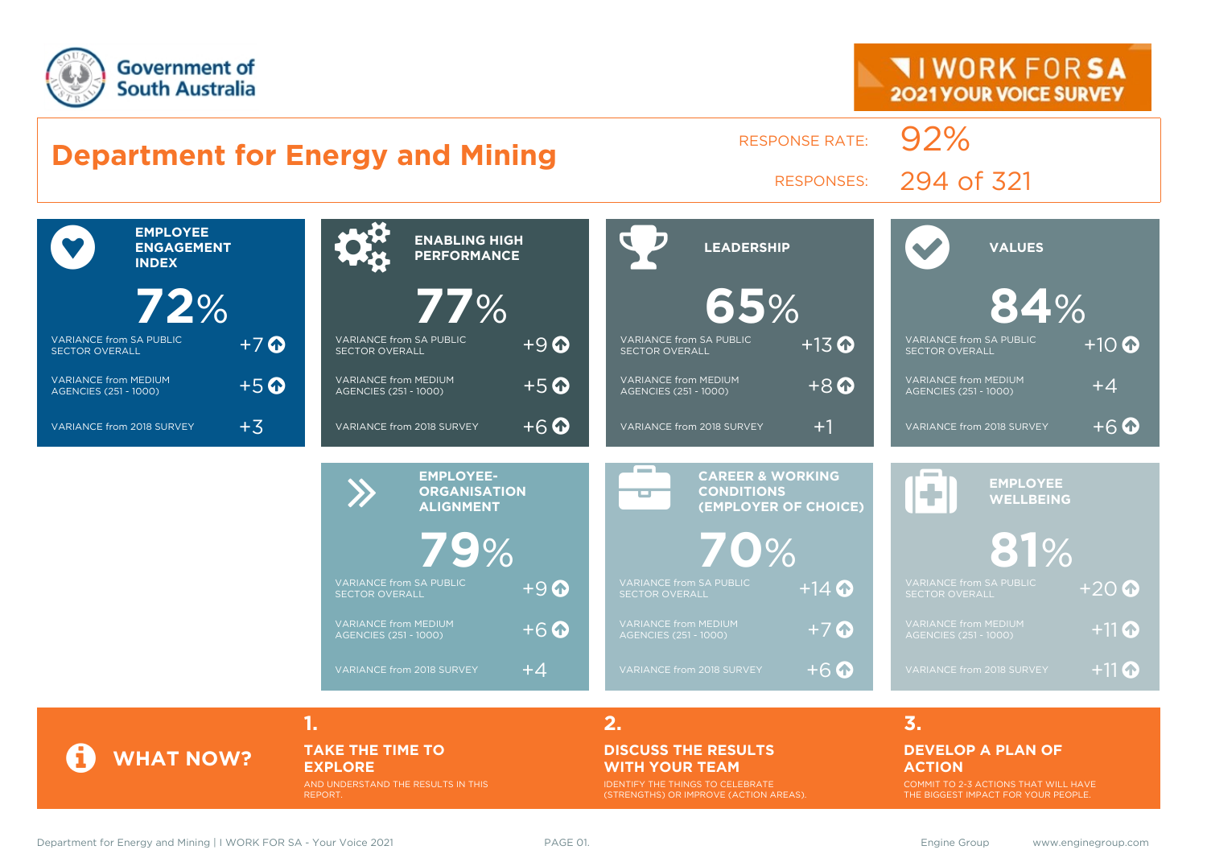Government of South Australia

I WORK FOR SA 2021 YOUR VOICE SURVEY

# Department for Energy and Mining

RESPONSE RATE: 92%

RESPONSES: 294 of 321

## EMPLOYEE ENGAGEMENT INDEX

**72%**

| | |
|---|---|
| VARIANCE from SA PUBLIC SECTOR OVERALL | +7 |
| VARIANCE from MEDIUM AGENCIES (251 - 1000) | +5 |
| VARIANCE from 2018 SURVEY | +3 |

## ENABLING HIGH PERFORMANCE

**77%**

| | |
|---|---|
| VARIANCE from SA PUBLIC SECTOR OVERALL | +9 |
| VARIANCE from MEDIUM AGENCIES (251 - 1000) | +5 |
| VARIANCE from 2018 SURVEY | +6 |

## LEADERSHIP

**65%**

| | |
|---|---|
| VARIANCE from SA PUBLIC SECTOR OVERALL | +13 |
| VARIANCE from MEDIUM AGENCIES (251 - 1000) | +8 |
| VARIANCE from 2018 SURVEY | +1 |

## VALUES

**84%**

| | |
|---|---|
| VARIANCE from SA PUBLIC SECTOR OVERALL | +10 |
| VARIANCE from MEDIUM AGENCIES (251 - 1000) | +4 |
| VARIANCE from 2018 SURVEY | +6 |

## EMPLOYEE-ORGANISATION ALIGNMENT

**79%**

| | |
|---|---|
| VARIANCE from SA PUBLIC SECTOR OVERALL | +9 |
| VARIANCE from MEDIUM AGENCIES (251 - 1000) | +6 |
| VARIANCE from 2018 SURVEY | +4 |

## CAREER & WORKING CONDITIONS (EMPLOYER OF CHOICE)

**70%**

| | |
|---|---|
| VARIANCE from SA PUBLIC SECTOR OVERALL | +14 |
| VARIANCE from MEDIUM AGENCIES (251 - 1000) | +7 |
| VARIANCE from 2018 SURVEY | +6 |

## EMPLOYEE WELLBEING

**81%**

| | |
|---|---|
| VARIANCE from SA PUBLIC SECTOR OVERALL | +20 |
| VARIANCE from MEDIUM AGENCIES (251 - 1000) | +11 |
| VARIANCE from 2018 SURVEY | +11 |

## WHAT NOW?

**1. TAKE THE TIME TO EXPLORE**

AND UNDERSTAND THE RESULTS IN THIS REPORT.

**2. DISCUSS THE RESULTS WITH YOUR TEAM**

IDENTIFY THE THINGS TO CELEBRATE (STRENGTHS) OR IMPROVE (ACTION AREAS).

**3. DEVELOP A PLAN OF ACTION**

COMMIT TO 2-3 ACTIONS THAT WILL HAVE THE BIGGEST IMPACT FOR YOUR PEOPLE.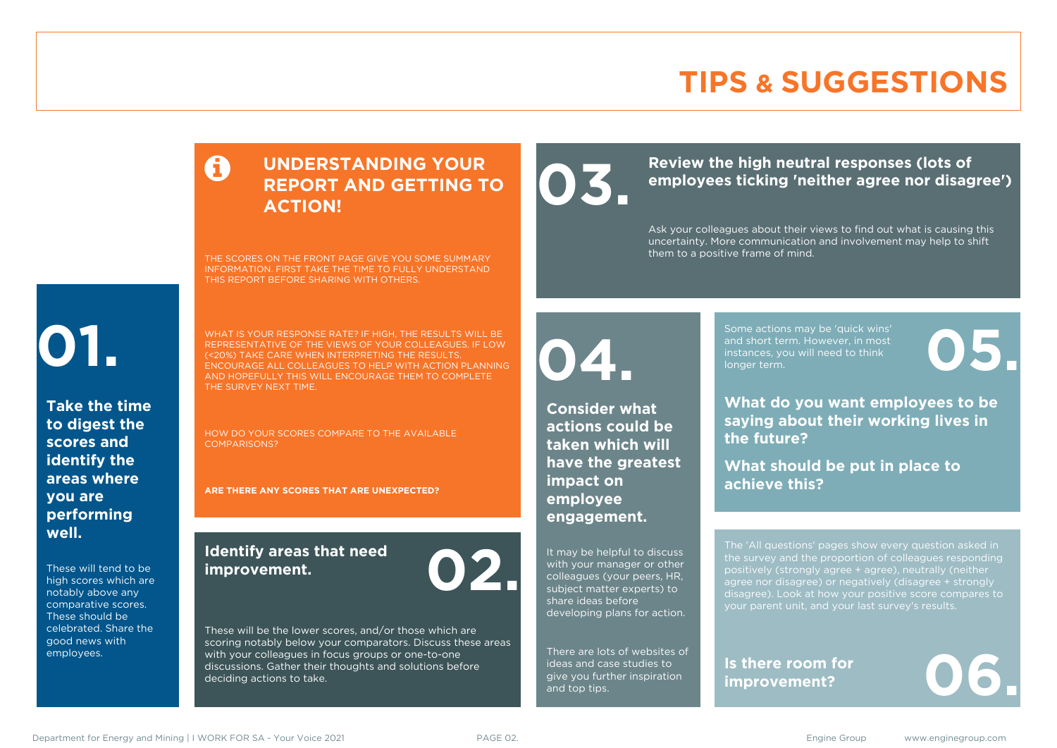# TIPS & SUGGESTIONS

## UNDERSTANDING YOUR REPORT AND GETTING TO ACTION!

THE SCORES ON THE FRONT PAGE GIVE YOU SOME SUMMARY INFORMATION. FIRST TAKE THE TIME TO FULLY UNDERSTAND THIS REPORT BEFORE SHARING WITH OTHERS.

WHAT IS YOUR RESPONSE RATE? IF HIGH, THE RESULTS WILL BE REPRESENTATIVE OF THE VIEWS OF YOUR COLLEAGUES. IF LOW (<20%) TAKE CARE WHEN INTERPRETING THE RESULTS. ENCOURAGE ALL COLLEAGUES TO HELP WITH ACTION PLANNING AND HOPEFULLY THIS WILL ENCOURAGE THEM TO COMPLETE THE SURVEY NEXT TIME.

HOW DO YOUR SCORES COMPARE TO THE AVAILABLE COMPARISONS?

**ARE THERE ANY SCORES THAT ARE UNEXPECTED?**

## 01.

**Take the time to digest the scores and identify the areas where you are performing well.**

These will tend to be high scores which are notably above any comparative scores. These should be celebrated. Share the good news with employees.

## 02.

**Identify areas that need improvement.**

These will be the lower scores, and/or those which are scoring notably below your comparators. Discuss these areas with your colleagues in focus groups or one-to-one discussions. Gather their thoughts and solutions before deciding actions to take.

## 03.

**Review the high neutral responses (lots of employees ticking 'neither agree nor disagree')**

Ask your colleagues about their views to find out what is causing this uncertainty. More communication and involvement may help to shift them to a positive frame of mind.

## 04.

**Consider what actions could be taken which will have the greatest impact on employee engagement.**

It may be helpful to discuss with your manager or other colleagues (your peers, HR, subject matter experts) to share ideas before developing plans for action.

There are lots of websites of ideas and case studies to give you further inspiration and top tips.

## 05.

Some actions may be 'quick wins' and short term. However, in most instances, you will need to think longer term.

**What do you want employees to be saying about their working lives in the future?**

**What should be put in place to achieve this?**

## 06.

The 'All questions' pages show every question asked in the survey and the proportion of colleagues responding positively (strongly agree + agree), neutrally (neither agree nor disagree) or negatively (disagree + strongly disagree). Look at how your positive score compares to your parent unit, and your last survey's results.

**Is there room for improvement?**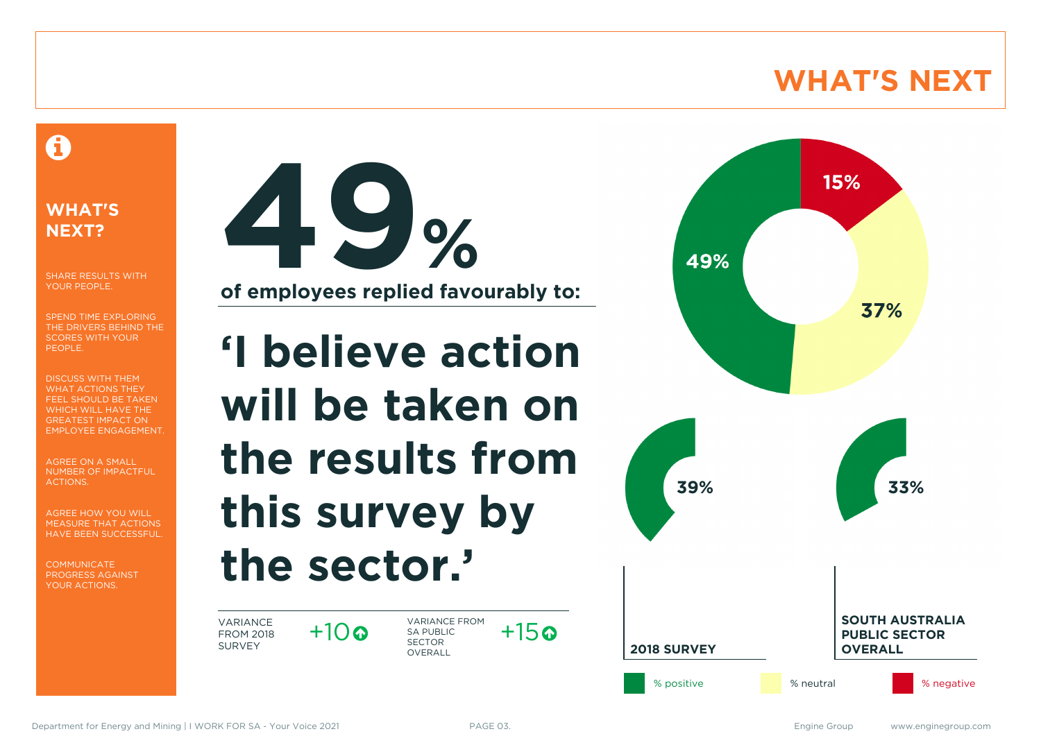# WHAT'S NEXT

## WHAT'S NEXT?

SHARE RESULTS WITH YOUR PEOPLE.

SPEND TIME EXPLORING THE DRIVERS BEHIND THE SCORES WITH YOUR PEOPLE.

DISCUSS WITH THEM WHAT ACTIONS THEY FEEL SHOULD BE TAKEN WHICH WILL HAVE THE GREATEST IMPACT ON EMPLOYEE ENGAGEMENT.

AGREE ON A SMALL NUMBER OF IMPACTFUL ACTIONS.

AGREE HOW YOU WILL MEASURE THAT ACTIONS HAVE BEEN SUCCESSFUL.

COMMUNICATE PROGRESS AGAINST YOUR ACTIONS.

# 49%

**of employees replied favourably to:**

## ‘I believe action will be taken on the results from this survey by the sector.’

| VARIANCE FROM 2018 SURVEY | +10 ↑ | VARIANCE FROM SA PUBLIC SECTOR OVERALL | +15 ↑ |
|---|---|---|---|

| | % positive | % neutral | % negative |
|---|---|---|---|
| Current | 49% | 37% | 15% |
| 2018 SURVEY | 39% | | |
| SOUTH AUSTRALIA PUBLIC SECTOR OVERALL | 33% | | |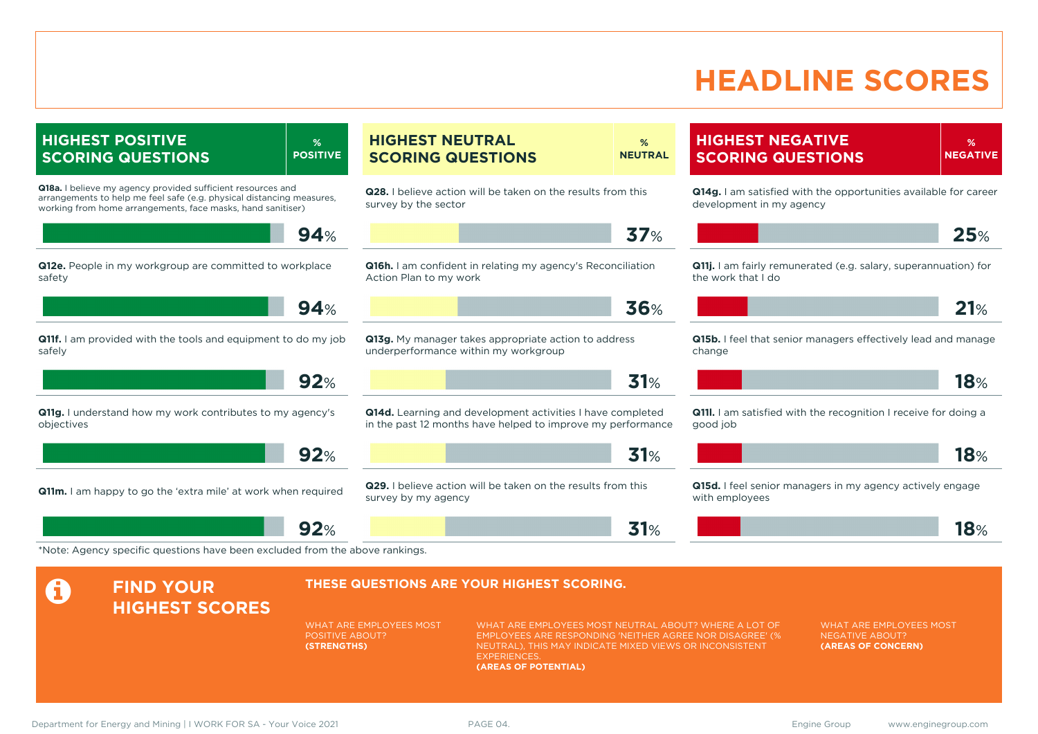# HEADLINE SCORES

## HIGHEST POSITIVE SCORING QUESTIONS

| Question | % POSITIVE |
|---|---|
| **Q18a.** I believe my agency provided sufficient resources and arrangements to help me feel safe (e.g. physical distancing measures, working from home arrangements, face masks, hand sanitiser) | 94% |
| **Q12e.** People in my workgroup are committed to workplace safety | 94% |
| **Q11f.** I am provided with the tools and equipment to do my job safely | 92% |
| **Q11g.** I understand how my work contributes to my agency's objectives | 92% |
| **Q11m.** I am happy to go the 'extra mile' at work when required | 92% |

## HIGHEST NEUTRAL SCORING QUESTIONS

| Question | % NEUTRAL |
|---|---|
| **Q28.** I believe action will be taken on the results from this survey by the sector | 37% |
| **Q16h.** I am confident in relating my agency's Reconciliation Action Plan to my work | 36% |
| **Q13g.** My manager takes appropriate action to address underperformance within my workgroup | 31% |
| **Q14d.** Learning and development activities I have completed in the past 12 months have helped to improve my performance | 31% |
| **Q29.** I believe action will be taken on the results from this survey by my agency | 31% |

## HIGHEST NEGATIVE SCORING QUESTIONS

| Question | % NEGATIVE |
|---|---|
| **Q14g.** I am satisfied with the opportunities available for career development in my agency | 25% |
| **Q11j.** I am fairly remunerated (e.g. salary, superannuation) for the work that I do | 21% |
| **Q15b.** I feel that senior managers effectively lead and manage change | 18% |
| **Q11l.** I am satisfied with the recognition I receive for doing a good job | 18% |
| **Q15d.** I feel senior managers in my agency actively engage with employees | 18% |

*Note: Agency specific questions have been excluded from the above rankings.

## FIND YOUR HIGHEST SCORES

**THESE QUESTIONS ARE YOUR HIGHEST SCORING.**

WHAT ARE EMPLOYEES MOST POSITIVE ABOUT?
**(STRENGTHS)**

WHAT ARE EMPLOYEES MOST NEUTRAL ABOUT? WHERE A LOT OF EMPLOYEES ARE RESPONDING 'NEITHER AGREE NOR DISAGREE' (% NEUTRAL), THIS MAY INDICATE MIXED VIEWS OR INCONSISTENT EXPERIENCES.
**(AREAS OF POTENTIAL)**

WHAT ARE EMPLOYEES MOST NEGATIVE ABOUT?
**(AREAS OF CONCERN)**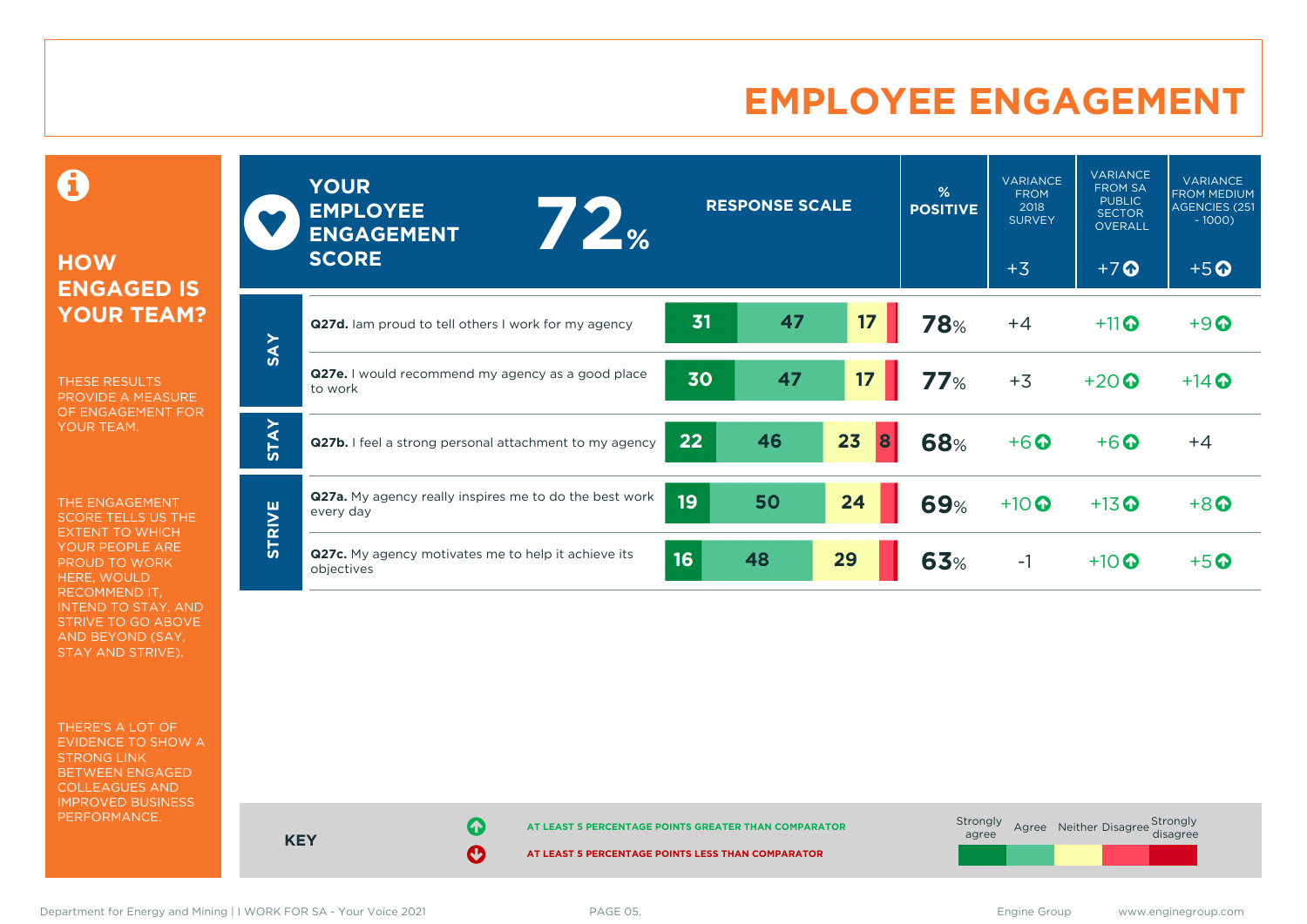# EMPLOYEE ENGAGEMENT

## HOW ENGAGED IS YOUR TEAM?

THESE RESULTS PROVIDE A MEASURE OF ENGAGEMENT FOR YOUR TEAM.

THE ENGAGEMENT SCORE TELLS US THE EXTENT TO WHICH YOUR PEOPLE ARE PROUD TO WORK HERE, WOULD RECOMMEND IT, INTEND TO STAY, AND STRIVE TO GO ABOVE AND BEYOND (SAY, STAY AND STRIVE).

THERE'S A LOT OF EVIDENCE TO SHOW A STRONG LINK BETWEEN ENGAGED COLLEAGUES AND IMPROVED BUSINESS PERFORMANCE.

**YOUR EMPLOYEE ENGAGEMENT SCORE: 72%**

| | Question | Response scale (Strongly agree / Agree / Neither / Disagree / Strongly disagree) | % POSITIVE | VARIANCE FROM 2018 SURVEY | VARIANCE FROM SA PUBLIC SECTOR OVERALL | VARIANCE FROM MEDIUM AGENCIES (251 - 1000) |
|---|---|---|---|---|---|---|
| | **YOUR EMPLOYEE ENGAGEMENT SCORE** | | 72% | +3 | +7 ↑ | +5 ↑ |
| SAY | **Q27d.** Iam proud to tell others I work for my agency | 31 / 47 / 17 / – / – | 78% | +4 | +11 ↑ | +9 ↑ |
| SAY | **Q27e.** I would recommend my agency as a good place to work | 30 / 47 / 17 / – / – | 77% | +3 | +20 ↑ | +14 ↑ |
| STAY | **Q27b.** I feel a strong personal attachment to my agency | 22 / 46 / 23 / 8 / – | 68% | +6 ↑ | +6 ↑ | +4 |
| STRIVE | **Q27a.** My agency really inspires me to do the best work every day | 19 / 50 / 24 / – / – | 69% | +10 ↑ | +13 ↑ | +8 ↑ |
| STRIVE | **Q27c.** My agency motivates me to help it achieve its objectives | 16 / 48 / 29 / – / – | 63% | -1 | +10 ↑ | +5 ↑ |

**KEY**

↑ AT LEAST 5 PERCENTAGE POINTS GREATER THAN COMPARATOR

↓ AT LEAST 5 PERCENTAGE POINTS LESS THAN COMPARATOR

Response scale: Strongly agree, Agree, Neither, Disagree, Strongly disagree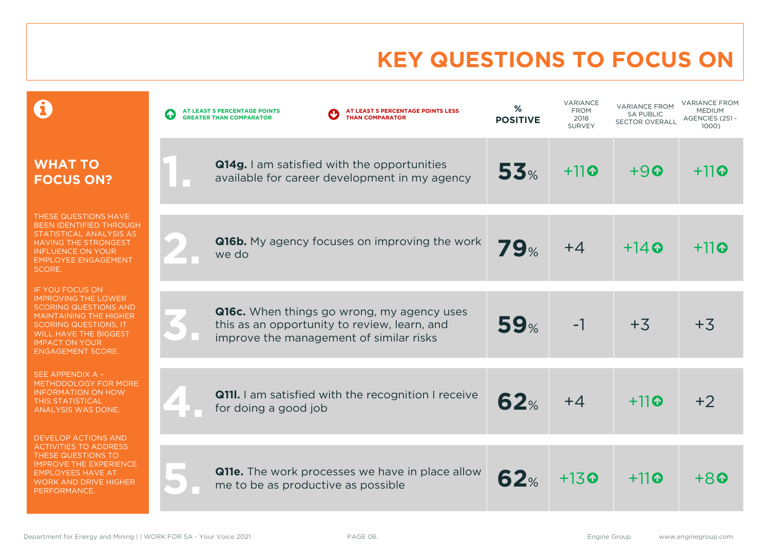# KEY QUESTIONS TO FOCUS ON

## WHAT TO FOCUS ON?

THESE QUESTIONS HAVE BEEN IDENTIFIED THROUGH STATISTICAL ANALYSIS AS HAVING THE STRONGEST INFLUENCE ON YOUR EMPLOYEE ENGAGEMENT SCORE.

IF YOU FOCUS ON IMPROVING THE LOWER SCORING QUESTIONS AND MAINTAINING THE HIGHER SCORING QUESTIONS, IT WILL HAVE THE BIGGEST IMPACT ON YOUR ENGAGEMENT SCORE.

SEE APPENDIX A – METHODOLOGY FOR MORE INFORMATION ON HOW THIS STATISTICAL ANALYSIS WAS DONE.

DEVELOP ACTIONS AND ACTIVITIES TO ADDRESS THESE QUESTIONS TO IMPROVE THE EXPERIENCE EMPLOYEES HAVE AT WORK AND DRIVE HIGHER PERFORMANCE.

↑ AT LEAST 5 PERCENTAGE POINTS GREATER THAN COMPARATOR
↓ AT LEAST 5 PERCENTAGE POINTS LESS THAN COMPARATOR

| # | Question | % POSITIVE | VARIANCE FROM 2018 SURVEY | VARIANCE FROM SA PUBLIC SECTOR OVERALL | VARIANCE FROM MEDIUM AGENCIES (251 - 1000) |
|---|---|---|---|---|---|
| 1. | **Q14g.** I am satisfied with the opportunities available for career development in my agency | 53% | +11 ↑ | +9 ↑ | +11 ↑ |
| 2. | **Q16b.** My agency focuses on improving the work we do | 79% | +4 | +14 ↑ | +11 ↑ |
| 3. | **Q16c.** When things go wrong, my agency uses this as an opportunity to review, learn, and improve the management of similar risks | 59% | -1 | +3 | +3 |
| 4. | **Q11l.** I am satisfied with the recognition I receive for doing a good job | 62% | +4 | +11 ↑ | +2 |
| 5. | **Q11e.** The work processes we have in place allow me to be as productive as possible | 62% | +13 ↑ | +11 ↑ | +8 ↑ |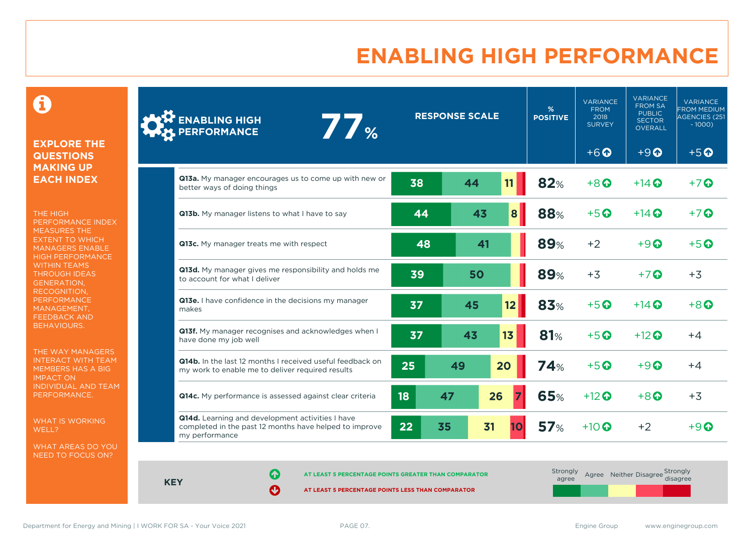# ENABLING HIGH PERFORMANCE

## EXPLORE THE QUESTIONS MAKING UP EACH INDEX

THE HIGH PERFORMANCE INDEX MEASURES THE EXTENT TO WHICH MANAGERS ENABLE HIGH PERFORMANCE WITHIN TEAMS THROUGH IDEAS GENERATION, RECOGNITION, PERFORMANCE MANAGEMENT, FEEDBACK AND BEHAVIOURS.

THE WAY MANAGERS INTERACT WITH TEAM MEMBERS HAS A BIG IMPACT ON INDIVIDUAL AND TEAM PERFORMANCE.

WHAT IS WORKING WELL?

WHAT AREAS DO YOU NEED TO FOCUS ON?

## ENABLING HIGH PERFORMANCE 77%

| Question | Strongly agree | Agree | Neither | Disagree | Strongly disagree | % POSITIVE | VARIANCE FROM 2018 SURVEY | VARIANCE FROM SA PUBLIC SECTOR OVERALL | VARIANCE FROM MEDIUM AGENCIES (251 - 1000) |
|---|---|---|---|---|---|---|---|---|---|
| **ENABLING HIGH PERFORMANCE** | | | | | | 77% | +6 ↑ | +9 ↑ | +5 ↑ |
| **Q13a.** My manager encourages us to come up with new or better ways of doing things | 38 | 44 | 11 | | | 82% | +8 ↑ | +14 ↑ | +7 ↑ |
| **Q13b.** My manager listens to what I have to say | 44 | 43 | 8 | | | 88% | +5 ↑ | +14 ↑ | +7 ↑ |
| **Q13c.** My manager treats me with respect | 48 | 41 | | | | 89% | +2 | +9 ↑ | +5 ↑ |
| **Q13d.** My manager gives me responsibility and holds me to account for what I deliver | 39 | 50 | | | | 89% | +3 | +7 ↑ | +3 |
| **Q13e.** I have confidence in the decisions my manager makes | 37 | 45 | 12 | | | 83% | +5 ↑ | +14 ↑ | +8 ↑ |
| **Q13f.** My manager recognises and acknowledges when I have done my job well | 37 | 43 | 13 | | | 81% | +5 ↑ | +12 ↑ | +4 |
| **Q14b.** In the last 12 months I received useful feedback on my work to enable me to deliver required results | 25 | 49 | 20 | | | 74% | +5 ↑ | +9 ↑ | +4 |
| **Q14c.** My performance is assessed against clear criteria | 18 | 47 | 26 | 7 | | 65% | +12 ↑ | +8 ↑ | +3 |
| **Q14d.** Learning and development activities I have completed in the past 12 months have helped to improve my performance | 22 | 35 | 31 | 10 | | 57% | +10 ↑ | +2 | +9 ↑ |

**KEY**

↑ AT LEAST 5 PERCENTAGE POINTS GREATER THAN COMPARATOR

↓ AT LEAST 5 PERCENTAGE POINTS LESS THAN COMPARATOR

Response scale: Strongly agree, Agree, Neither, Disagree, Strongly disagree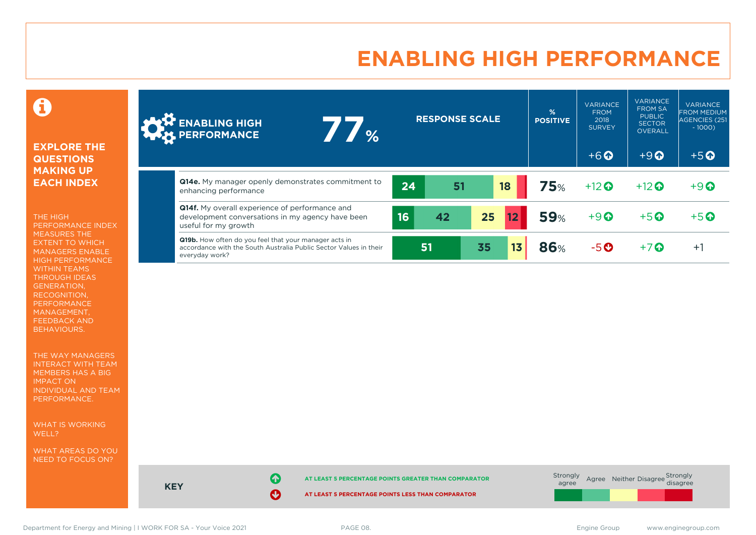# ENABLING HIGH PERFORMANCE

**EXPLORE THE QUESTIONS MAKING UP EACH INDEX**

THE HIGH PERFORMANCE INDEX MEASURES THE EXTENT TO WHICH MANAGERS ENABLE HIGH PERFORMANCE WITHIN TEAMS THROUGH IDEAS GENERATION, RECOGNITION, PERFORMANCE MANAGEMENT, FEEDBACK AND BEHAVIOURS.

THE WAY MANAGERS INTERACT WITH TEAM MEMBERS HAS A BIG IMPACT ON INDIVIDUAL AND TEAM PERFORMANCE.

WHAT IS WORKING WELL?

WHAT AREAS DO YOU NEED TO FOCUS ON?

| ENABLING HIGH PERFORMANCE 77% | RESPONSE SCALE | % POSITIVE | VARIANCE FROM 2018 SURVEY | VARIANCE FROM SA PUBLIC SECTOR OVERALL | VARIANCE FROM MEDIUM AGENCIES (251 - 1000) |
|---|---|---|---|---|---|
| | | | +6 ↑ | +9 ↑ | +5 ↑ |
| **Q14e.** My manager openly demonstrates commitment to enhancing performance | 24, 51, 18 | **75**% | +12 ↑ | +12 ↑ | +9 ↑ |
| **Q14f.** My overall experience of performance and development conversations in my agency have been useful for my growth | 16, 42, 25, 12 | **59**% | +9 ↑ | +5 ↑ | +5 ↑ |
| **Q19b.** How often do you feel that your manager acts in accordance with the South Australia Public Sector Values in their everyday work? | 51, 35, 13 | **86**% | -5 ↓ | +7 ↑ | +1 |

**KEY**

↑ AT LEAST 5 PERCENTAGE POINTS GREATER THAN COMPARATOR

↓ AT LEAST 5 PERCENTAGE POINTS LESS THAN COMPARATOR

Response scale: Strongly agree, Agree, Neither, Disagree, Strongly disagree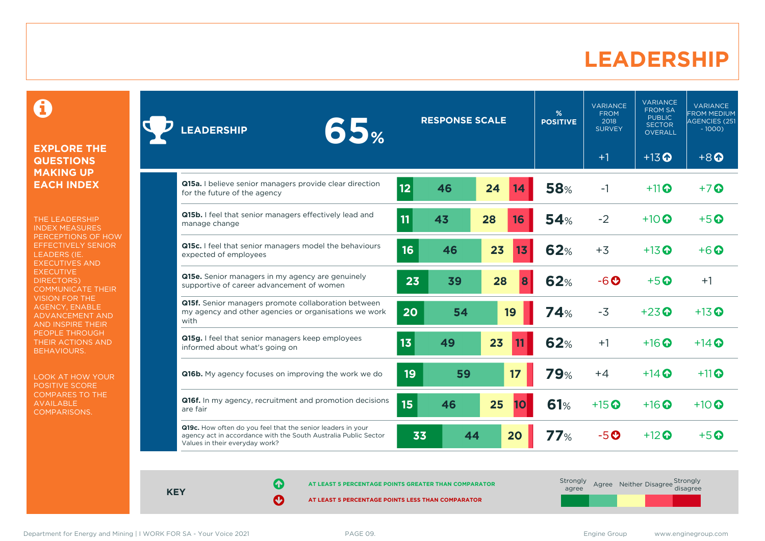# LEADERSHIP

**EXPLORE THE QUESTIONS MAKING UP EACH INDEX**

THE LEADERSHIP INDEX MEASURES PERCEPTIONS OF HOW EFFECTIVELY SENIOR LEADERS (IE. EXECUTIVES AND EXECUTIVE DIRECTORS) COMMUNICATE THEIR VISION FOR THE AGENCY, ENABLE ADVANCEMENT AND AND INSPIRE THEIR PEOPLE THROUGH THEIR ACTIONS AND BEHAVIOURS.

LOOK AT HOW YOUR POSITIVE SCORE COMPARES TO THE AVAILABLE COMPARISONS.

| LEADERSHIP 65% | Strongly agree | Agree | Neither | Disagree | Strongly disagree | % POSITIVE | VARIANCE FROM 2018 SURVEY | VARIANCE FROM SA PUBLIC SECTOR OVERALL | VARIANCE FROM MEDIUM AGENCIES (251 - 1000) |
|---|---|---|---|---|---|---|---|---|---|
| | | | | | | | +1 | +13 ↑ | +8 ↑ |
| **Q15a.** I believe senior managers provide clear direction for the future of the agency | 12 | 46 | 24 | 14 | | 58% | -1 | +11 ↑ | +7 ↑ |
| **Q15b.** I feel that senior managers effectively lead and manage change | 11 | 43 | 28 | 16 | | 54% | -2 | +10 ↑ | +5 ↑ |
| **Q15c.** I feel that senior managers model the behaviours expected of employees | 16 | 46 | 23 | 13 | | 62% | +3 | +13 ↑ | +6 ↑ |
| **Q15e.** Senior managers in my agency are genuinely supportive of career advancement of women | 23 | 39 | 28 | 8 | | 62% | -6 ↓ | +5 ↑ | +1 |
| **Q15f.** Senior managers promote collaboration between my agency and other agencies or organisations we work with | 20 | 54 | 19 | | | 74% | -3 | +23 ↑ | +13 ↑ |
| **Q15g.** I feel that senior managers keep employees informed about what's going on | 13 | 49 | 23 | 11 | | 62% | +1 | +16 ↑ | +14 ↑ |
| **Q16b.** My agency focuses on improving the work we do | 19 | 59 | 17 | | | 79% | +4 | +14 ↑ | +11 ↑ |
| **Q16f.** In my agency, recruitment and promotion decisions are fair | 15 | 46 | 25 | 10 | | 61% | +15 ↑ | +16 ↑ | +10 ↑ |
| **Q19c.** How often do you feel that the senior leaders in your agency act in accordance with the South Australia Public Sector Values in their everyday work? | 33 | 44 | 20 | | | 77% | -5 ↓ | +12 ↑ | +5 ↑ |

**KEY**

↑ AT LEAST 5 PERCENTAGE POINTS GREATER THAN COMPARATOR

↓ AT LEAST 5 PERCENTAGE POINTS LESS THAN COMPARATOR

Strongly agree | Agree | Neither | Disagree | Strongly disagree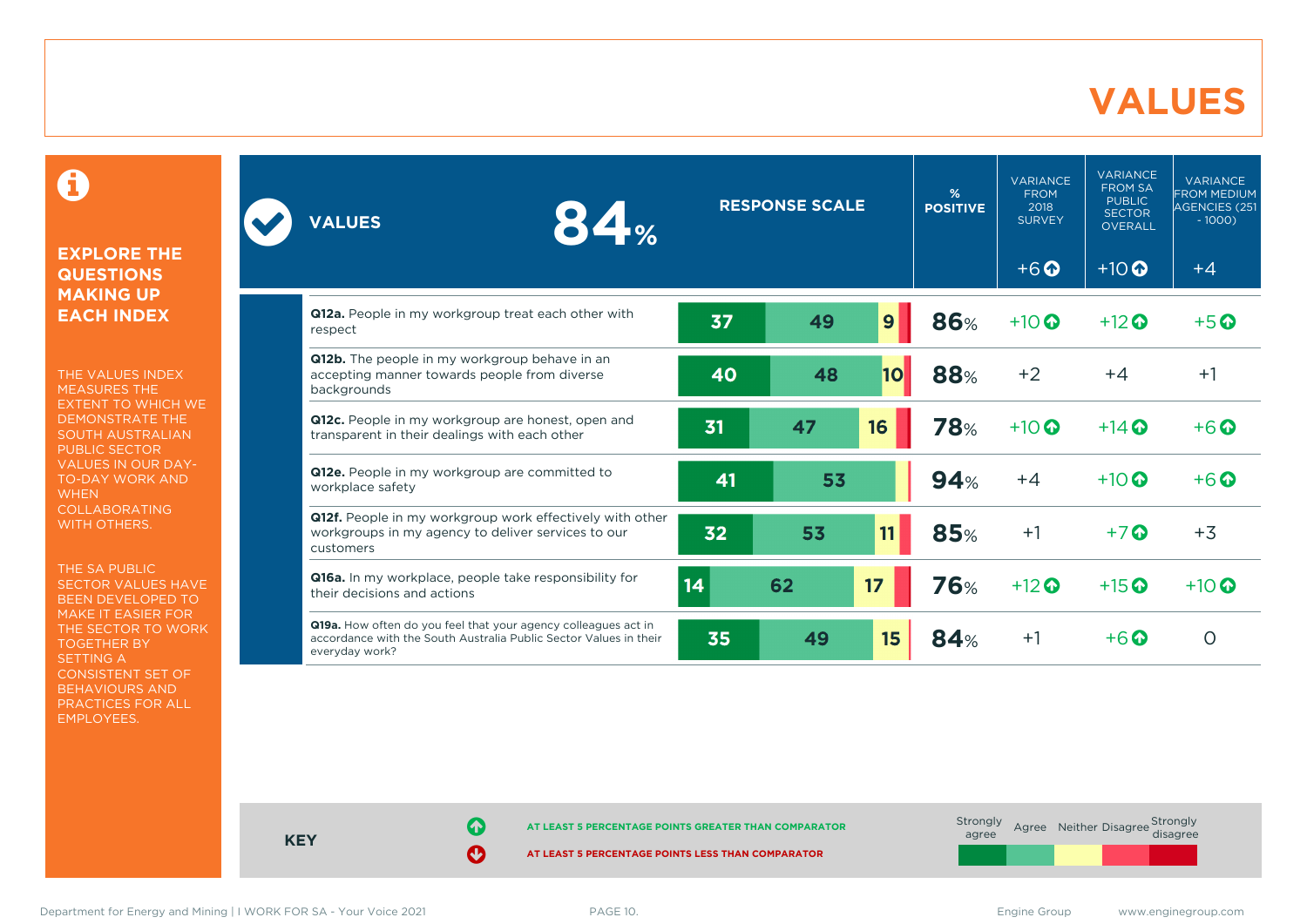# VALUES

## EXPLORE THE QUESTIONS MAKING UP EACH INDEX

THE VALUES INDEX MEASURES THE EXTENT TO WHICH WE DEMONSTRATE THE SOUTH AUSTRALIAN PUBLIC SECTOR VALUES IN OUR DAY-TO-DAY WORK AND WHEN COLLABORATING WITH OTHERS.

THE SA PUBLIC SECTOR VALUES HAVE BEEN DEVELOPED TO MAKE IT EASIER FOR THE SECTOR TO WORK TOGETHER BY SETTING A CONSISTENT SET OF BEHAVIOURS AND PRACTICES FOR ALL EMPLOYEES.

| VALUES 84% | Strongly agree | Agree | Neither | Disagree | Strongly disagree | % POSITIVE | VARIANCE FROM 2018 SURVEY (+6 ↑) | VARIANCE FROM SA PUBLIC SECTOR OVERALL (+10 ↑) | VARIANCE FROM MEDIUM AGENCIES (251 - 1000) (+4) |
|---|---|---|---|---|---|---|---|---|---|
| **Q12a.** People in my workgroup treat each other with respect | 37 | 49 | 9 | | | 86% | +10 ↑ | +12 ↑ | +5 ↑ |
| **Q12b.** The people in my workgroup behave in an accepting manner towards people from diverse backgrounds | 40 | 48 | 10 | | | 88% | +2 | +4 | +1 |
| **Q12c.** People in my workgroup are honest, open and transparent in their dealings with each other | 31 | 47 | 16 | | | 78% | +10 ↑ | +14 ↑ | +6 ↑ |
| **Q12e.** People in my workgroup are committed to workplace safety | 41 | 53 | | | | 94% | +4 | +10 ↑ | +6 ↑ |
| **Q12f.** People in my workgroup work effectively with other workgroups in my agency to deliver services to our customers | 32 | 53 | 11 | | | 85% | +1 | +7 ↑ | +3 |
| **Q16a.** In my workplace, people take responsibility for their decisions and actions | 14 | 62 | 17 | | | 76% | +12 ↑ | +15 ↑ | +10 ↑ |
| **Q19a.** How often do you feel that your agency colleagues act in accordance with the South Australia Public Sector Values in their everyday work? | 35 | 49 | 15 | | | 84% | +1 | +6 ↑ | 0 |

**KEY**

↑ AT LEAST 5 PERCENTAGE POINTS GREATER THAN COMPARATOR

↓ AT LEAST 5 PERCENTAGE POINTS LESS THAN COMPARATOR

Strongly agree | Agree | Neither | Disagree | Strongly disagree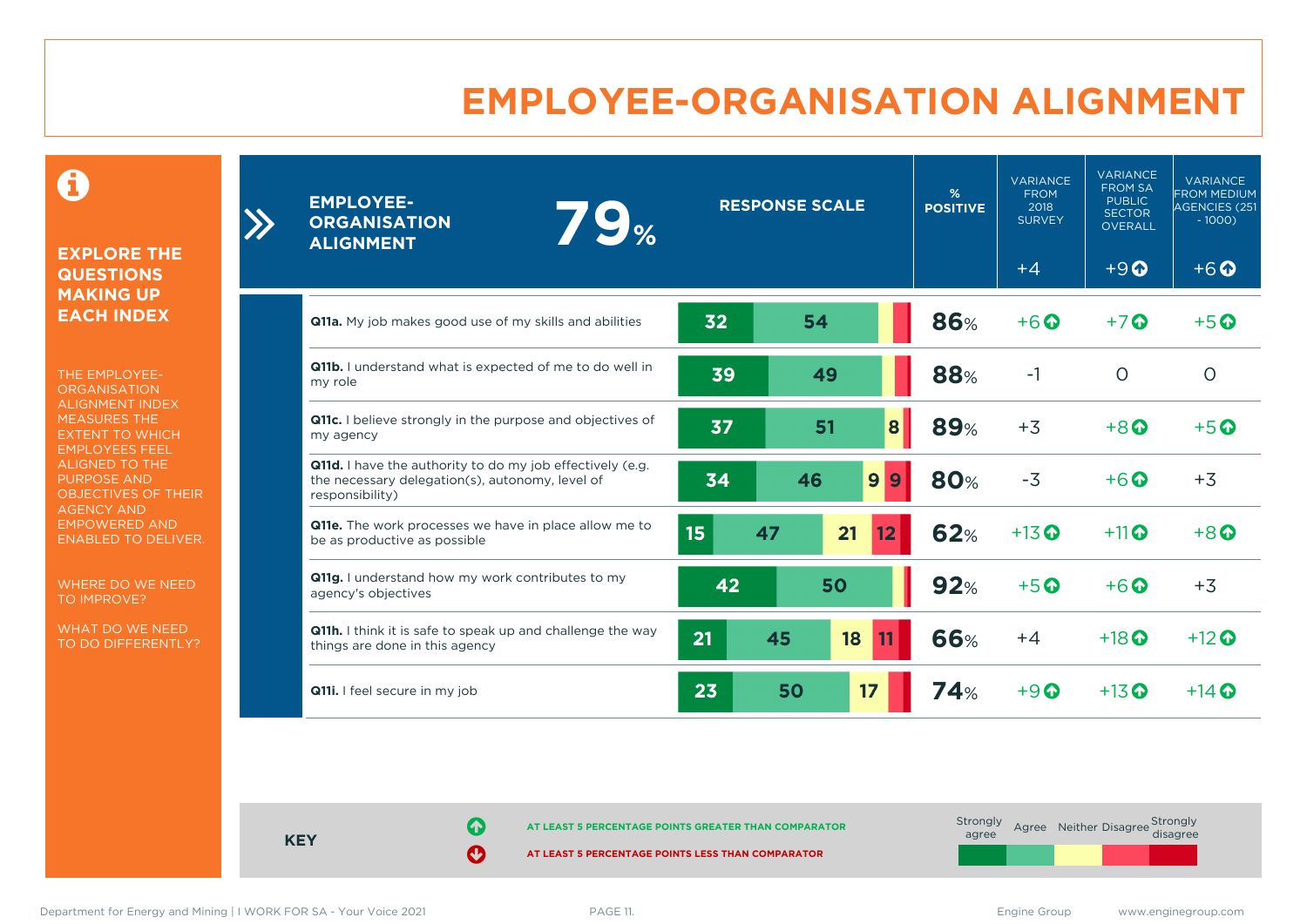# EMPLOYEE-ORGANISATION ALIGNMENT

## EXPLORE THE QUESTIONS MAKING UP EACH INDEX

THE EMPLOYEE-ORGANISATION ALIGNMENT INDEX MEASURES THE EXTENT TO WHICH EMPLOYEES FEEL ALIGNED TO THE PURPOSE AND OBJECTIVES OF THEIR AGENCY AND EMPOWERED AND ENABLED TO DELIVER.

WHERE DO WE NEED TO IMPROVE?

WHAT DO WE NEED TO DO DIFFERENTLY?

| EMPLOYEE-ORGANISATION ALIGNMENT 79% | RESPONSE SCALE | % POSITIVE | VARIANCE FROM 2018 SURVEY +4 | VARIANCE FROM SA PUBLIC SECTOR OVERALL +9 ↑ | VARIANCE FROM MEDIUM AGENCIES (251 - 1000) +6 ↑ |
|---|---|---|---|---|---|
| **Q11a.** My job makes good use of my skills and abilities | 32, 54 | 86% | +6 ↑ | +7 ↑ | +5 ↑ |
| **Q11b.** I understand what is expected of me to do well in my role | 39, 49 | 88% | -1 | 0 | 0 |
| **Q11c.** I believe strongly in the purpose and objectives of my agency | 37, 51, 8 | 89% | +3 | +8 ↑ | +5 ↑ |
| **Q11d.** I have the authority to do my job effectively (e.g. the necessary delegation(s), autonomy, level of responsibility) | 34, 46, 9, 9 | 80% | -3 | +6 ↑ | +3 |
| **Q11e.** The work processes we have in place allow me to be as productive as possible | 15, 47, 21, 12 | 62% | +13 ↑ | +11 ↑ | +8 ↑ |
| **Q11g.** I understand how my work contributes to my agency's objectives | 42, 50 | 92% | +5 ↑ | +6 ↑ | +3 |
| **Q11h.** I think it is safe to speak up and challenge the way things are done in this agency | 21, 45, 18, 11 | 66% | +4 | +18 ↑ | +12 ↑ |
| **Q11i.** I feel secure in my job | 23, 50, 17 | 74% | +9 ↑ | +13 ↑ | +14 ↑ |

**KEY**

↑ AT LEAST 5 PERCENTAGE POINTS GREATER THAN COMPARATOR

↓ AT LEAST 5 PERCENTAGE POINTS LESS THAN COMPARATOR

Response scale: Strongly agree, Agree, Neither, Disagree, Strongly disagree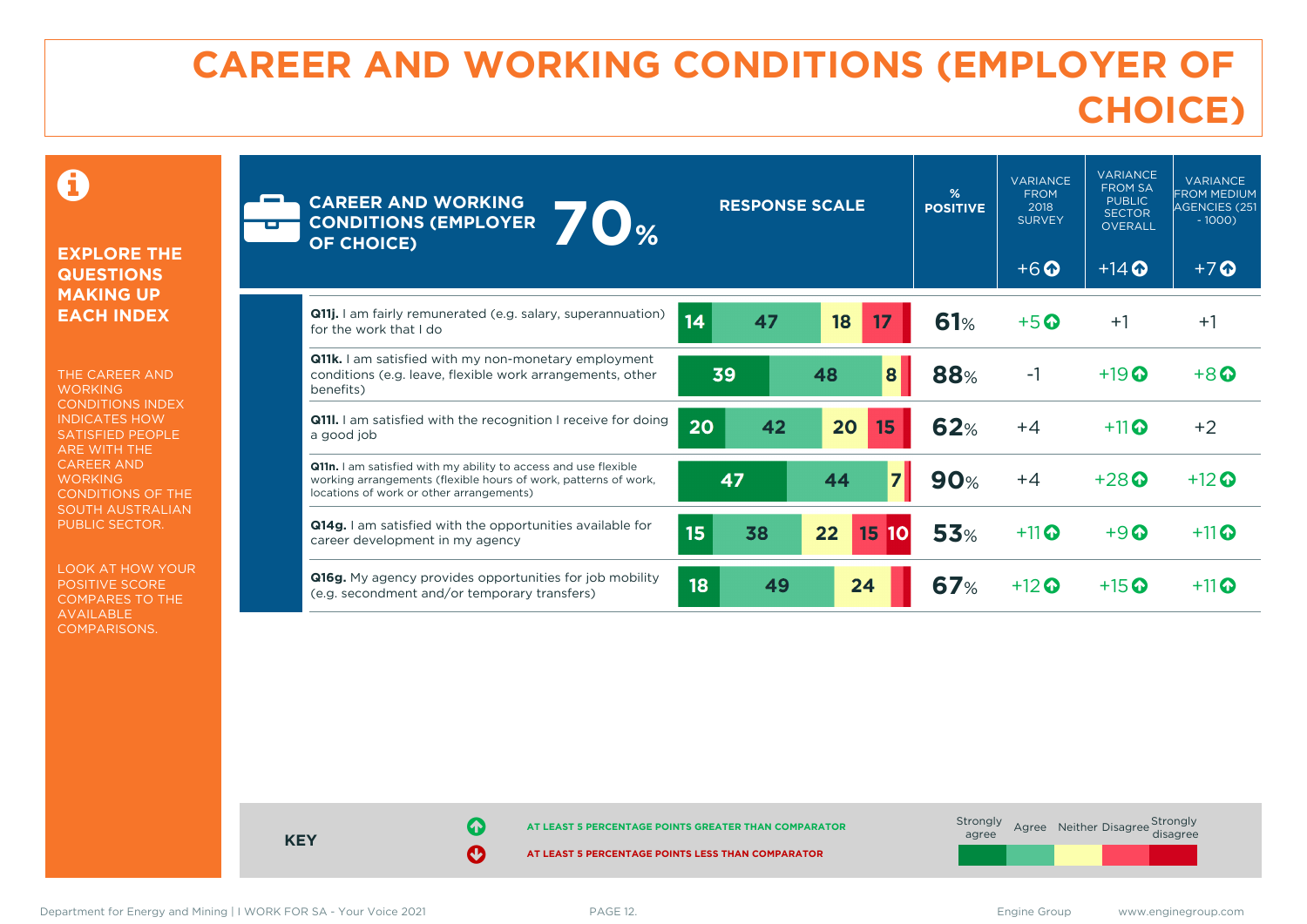# CAREER AND WORKING CONDITIONS (EMPLOYER OF CHOICE)

**EXPLORE THE QUESTIONS MAKING UP EACH INDEX**

THE CAREER AND WORKING CONDITIONS INDEX INDICATES HOW SATISFIED PEOPLE ARE WITH THE CAREER AND WORKING CONDITIONS OF THE SOUTH AUSTRALIAN PUBLIC SECTOR.

LOOK AT HOW YOUR POSITIVE SCORE COMPARES TO THE AVAILABLE COMPARISONS.

| CAREER AND WORKING CONDITIONS (EMPLOYER OF CHOICE) 70% | RESPONSE SCALE (Strongly agree / Agree / Neither / Disagree / Strongly disagree) | % POSITIVE | VARIANCE FROM 2018 SURVEY | VARIANCE FROM SA PUBLIC SECTOR OVERALL | VARIANCE FROM MEDIUM AGENCIES (251 - 1000) |
|---|---|---|---|---|---|
| | | | +6 ↑ | +14 ↑ | +7 ↑ |
| **Q11j.** I am fairly remunerated (e.g. salary, superannuation) for the work that I do | 14 / 47 / 18 / 17 / | 61% | +5 ↑ | +1 | +1 |
| **Q11k.** I am satisfied with my non-monetary employment conditions (e.g. leave, flexible work arrangements, other benefits) | 39 / 48 / 8 / / | 88% | -1 | +19 ↑ | +8 ↑ |
| **Q11l.** I am satisfied with the recognition I receive for doing a good job | 20 / 42 / 20 / 15 / | 62% | +4 | +11 ↑ | +2 |
| **Q11n.** I am satisfied with my ability to access and use flexible working arrangements (flexible hours of work, patterns of work, locations of work or other arrangements) | 47 / 44 / 7 / / | 90% | +4 | +28 ↑ | +12 ↑ |
| **Q14g.** I am satisfied with the opportunities available for career development in my agency | 15 / 38 / 22 / 15 / 10 | 53% | +11 ↑ | +9 ↑ | +11 ↑ |
| **Q16g.** My agency provides opportunities for job mobility (e.g. secondment and/or temporary transfers) | 18 / 49 / 24 / / | 67% | +12 ↑ | +15 ↑ | +11 ↑ |

**KEY**

↑ AT LEAST 5 PERCENTAGE POINTS GREATER THAN COMPARATOR

↓ AT LEAST 5 PERCENTAGE POINTS LESS THAN COMPARATOR

Strongly agree | Agree | Neither | Disagree | Strongly disagree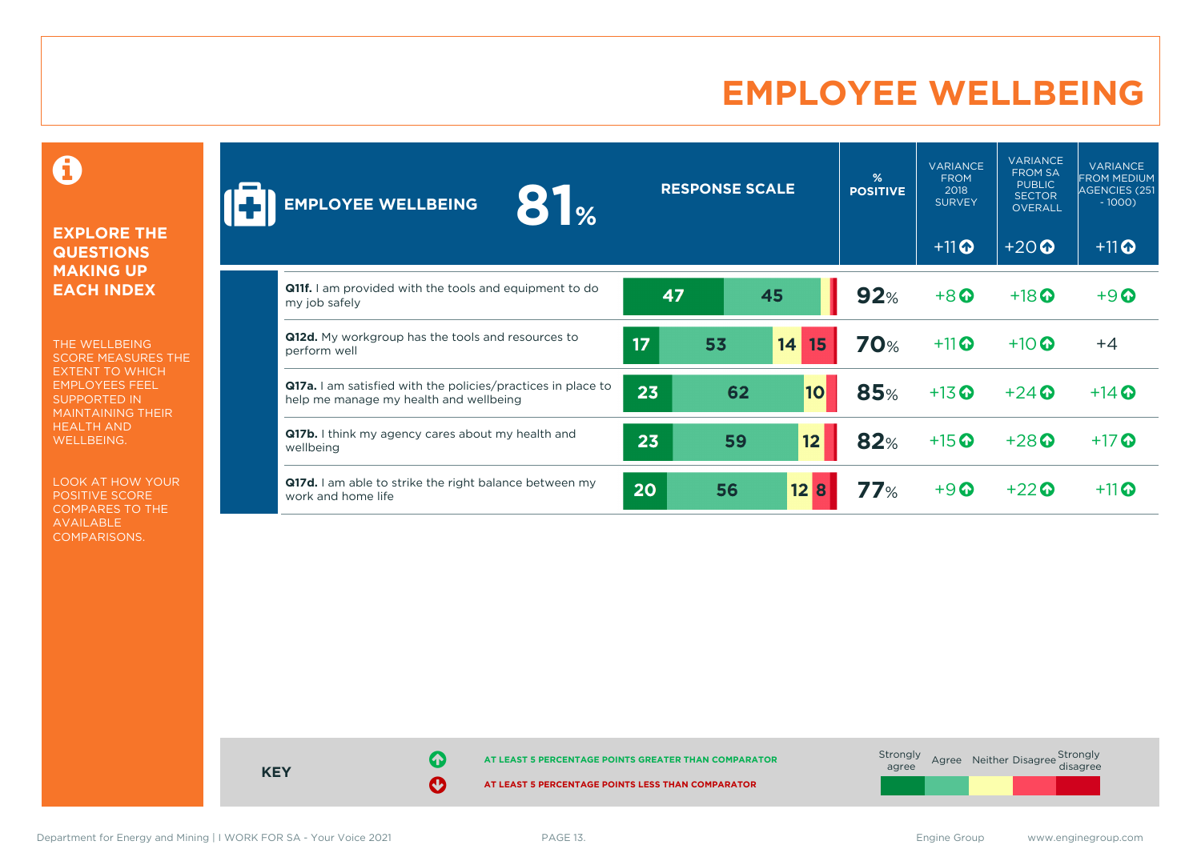# EMPLOYEE WELLBEING

**EXPLORE THE QUESTIONS MAKING UP EACH INDEX**

THE WELLBEING SCORE MEASURES THE EXTENT TO WHICH EMPLOYEES FEEL SUPPORTED IN MAINTAINING THEIR HEALTH AND WELLBEING.

LOOK AT HOW YOUR POSITIVE SCORE COMPARES TO THE AVAILABLE COMPARISONS.

| EMPLOYEE WELLBEING 81% | RESPONSE SCALE | % POSITIVE | VARIANCE FROM 2018 SURVEY | VARIANCE FROM SA PUBLIC SECTOR OVERALL | VARIANCE FROM MEDIUM AGENCIES (251 - 1000) |
|---|---|---|---|---|---|
| | | | +11 ↑ | +20 ↑ | +11 ↑ |
| **Q11f.** I am provided with the tools and equipment to do my job safely | 47 / 45 | 92% | +8 ↑ | +18 ↑ | +9 ↑ |
| **Q12d.** My workgroup has the tools and resources to perform well | 17 / 53 / 14 / 15 | 70% | +11 ↑ | +10 ↑ | +4 |
| **Q17a.** I am satisfied with the policies/practices in place to help me manage my health and wellbeing | 23 / 62 / 10 | 85% | +13 ↑ | +24 ↑ | +14 ↑ |
| **Q17b.** I think my agency cares about my health and wellbeing | 23 / 59 / 12 | 82% | +15 ↑ | +28 ↑ | +17 ↑ |
| **Q17d.** I am able to strike the right balance between my work and home life | 20 / 56 / 12 / 8 | 77% | +9 ↑ | +22 ↑ | +11 ↑ |

**KEY**

↑ AT LEAST 5 PERCENTAGE POINTS GREATER THAN COMPARATOR

↓ AT LEAST 5 PERCENTAGE POINTS LESS THAN COMPARATOR

Response scale: Strongly agree | Agree | Neither | Disagree | Strongly disagree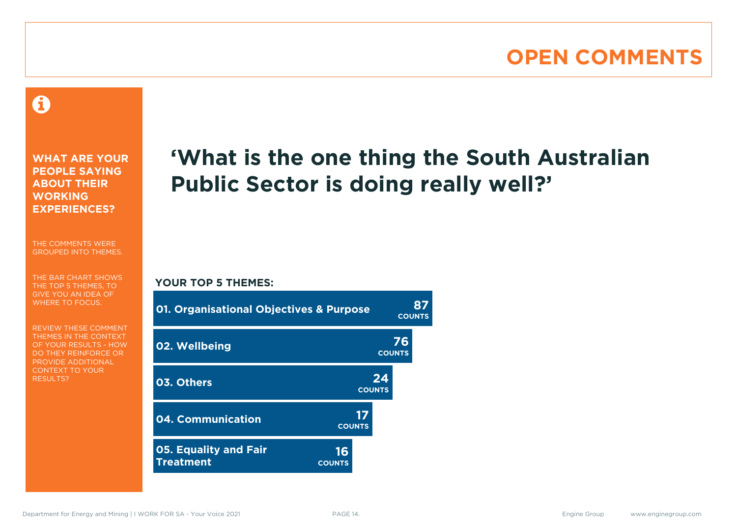# OPEN COMMENTS

**WHAT ARE YOUR PEOPLE SAYING ABOUT THEIR WORKING EXPERIENCES?**

THE COMMENTS WERE GROUPED INTO THEMES.

THE BAR CHART SHOWS THE TOP 5 THEMES, TO GIVE YOU AN IDEA OF WHERE TO FOCUS.

REVIEW THESE COMMENT THEMES IN THE CONTEXT OF YOUR RESULTS - HOW DO THEY REINFORCE OR PROVIDE ADDITIONAL CONTEXT TO YOUR RESULTS?

## ‘What is the one thing the South Australian Public Sector is doing really well?’

**YOUR TOP 5 THEMES:**

| Theme | Counts |
| --- | --- |
| 01. Organisational Objectives & Purpose | 87 |
| 02. Wellbeing | 76 |
| 03. Others | 24 |
| 04. Communication | 17 |
| 05. Equality and Fair Treatment | 16 |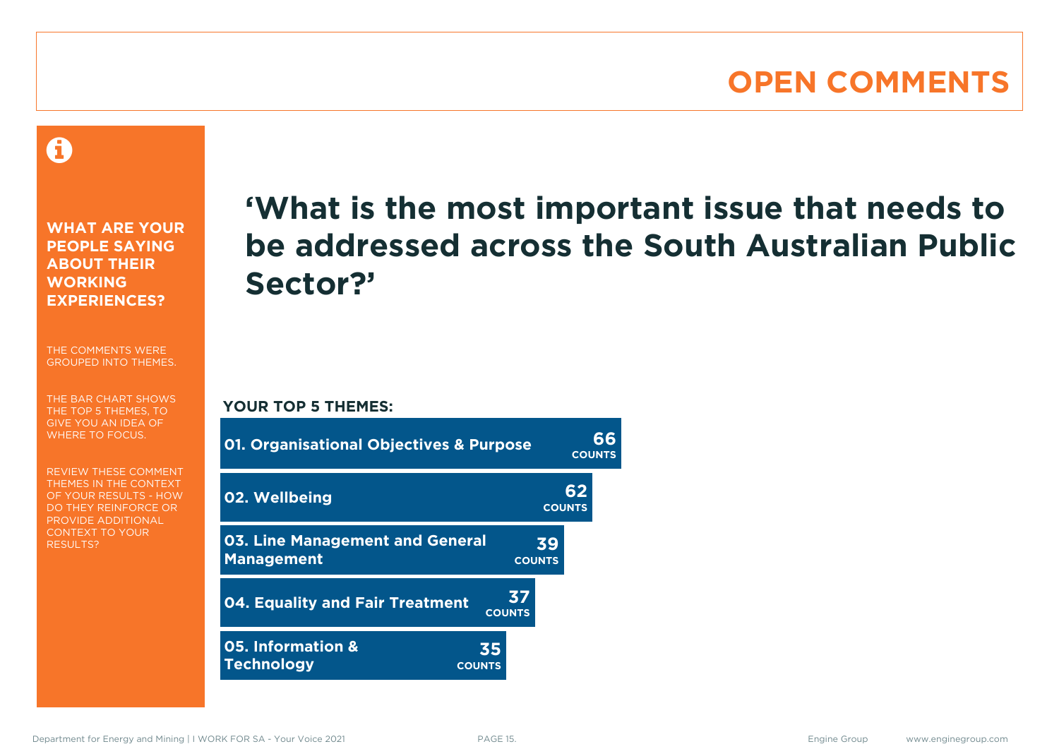# OPEN COMMENTS

**WHAT ARE YOUR PEOPLE SAYING ABOUT THEIR WORKING EXPERIENCES?**

THE COMMENTS WERE GROUPED INTO THEMES.

THE BAR CHART SHOWS THE TOP 5 THEMES, TO GIVE YOU AN IDEA OF WHERE TO FOCUS.

REVIEW THESE COMMENT THEMES IN THE CONTEXT OF YOUR RESULTS - HOW DO THEY REINFORCE OR PROVIDE ADDITIONAL CONTEXT TO YOUR RESULTS?

## ‘What is the most important issue that needs to be addressed across the South Australian Public Sector?’

**YOUR TOP 5 THEMES:**

| Theme | Counts |
| --- | --- |
| 01. Organisational Objectives & Purpose | 66 |
| 02. Wellbeing | 62 |
| 03. Line Management and General Management | 39 |
| 04. Equality and Fair Treatment | 37 |
| 05. Information & Technology | 35 |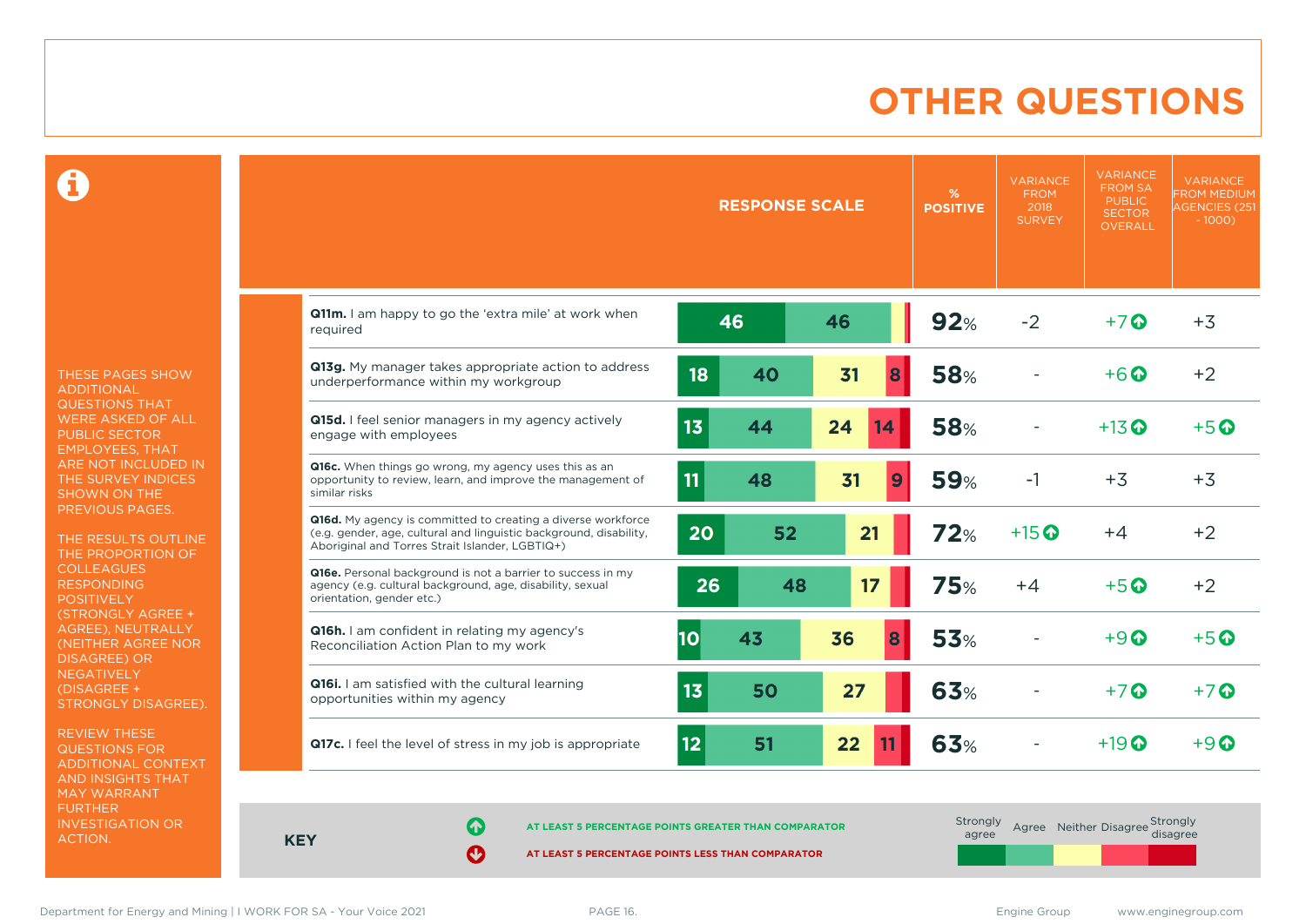# OTHER QUESTIONS

THESE PAGES SHOW ADDITIONAL QUESTIONS THAT WERE ASKED OF ALL PUBLIC SECTOR EMPLOYEES, THAT ARE NOT INCLUDED IN THE SURVEY INDICES SHOWN ON THE PREVIOUS PAGES.

THE RESULTS OUTLINE THE PROPORTION OF COLLEAGUES RESPONDING POSITIVELY (STRONGLY AGREE + AGREE), NEUTRALLY (NEITHER AGREE NOR DISAGREE) OR NEGATIVELY (DISAGREE + STRONGLY DISAGREE).

REVIEW THESE QUESTIONS FOR ADDITIONAL CONTEXT AND INSIGHTS THAT MAY WARRANT FURTHER INVESTIGATION OR ACTION.

| Question | Strongly agree | Agree | Neither | Disagree | Strongly disagree | % POSITIVE | VARIANCE FROM 2018 SURVEY | VARIANCE FROM SA PUBLIC SECTOR OVERALL | VARIANCE FROM MEDIUM AGENCIES (251 - 1000) |
|---|---|---|---|---|---|---|---|---|---|
| **Q11m.** I am happy to go the 'extra mile' at work when required | 46 | 46 | | | | 92% | -2 | +7 ↑ | +3 |
| **Q13g.** My manager takes appropriate action to address underperformance within my workgroup | 18 | 40 | 31 | 8 | | 58% | - | +6 ↑ | +2 |
| **Q15d.** I feel senior managers in my agency actively engage with employees | 13 | 44 | 24 | 14 | | 58% | - | +13 ↑ | +5 ↑ |
| **Q16c.** When things go wrong, my agency uses this as an opportunity to review, learn, and improve the management of similar risks | 11 | 48 | 31 | 9 | | 59% | -1 | +3 | +3 |
| **Q16d.** My agency is committed to creating a diverse workforce (e.g. gender, age, cultural and linguistic background, disability, Aboriginal and Torres Strait Islander, LGBTIQ+) | 20 | 52 | 21 | | | 72% | +15 ↑ | +4 | +2 |
| **Q16e.** Personal background is not a barrier to success in my agency (e.g. cultural background, age, disability, sexual orientation, gender etc.) | 26 | 48 | 17 | | | 75% | +4 | +5 ↑ | +2 |
| **Q16h.** I am confident in relating my agency's Reconciliation Action Plan to my work | 10 | 43 | 36 | 8 | | 53% | - | +9 ↑ | +5 ↑ |
| **Q16i.** I am satisfied with the cultural learning opportunities within my agency | 13 | 50 | 27 | | | 63% | - | +7 ↑ | +7 ↑ |
| **Q17c.** I feel the level of stress in my job is appropriate | 12 | 51 | 22 | 11 | | 63% | - | +19 ↑ | +9 ↑ |

**KEY**

↑ AT LEAST 5 PERCENTAGE POINTS GREATER THAN COMPARATOR

↓ AT LEAST 5 PERCENTAGE POINTS LESS THAN COMPARATOR

Strongly agree | Agree | Neither | Disagree | Strongly disagree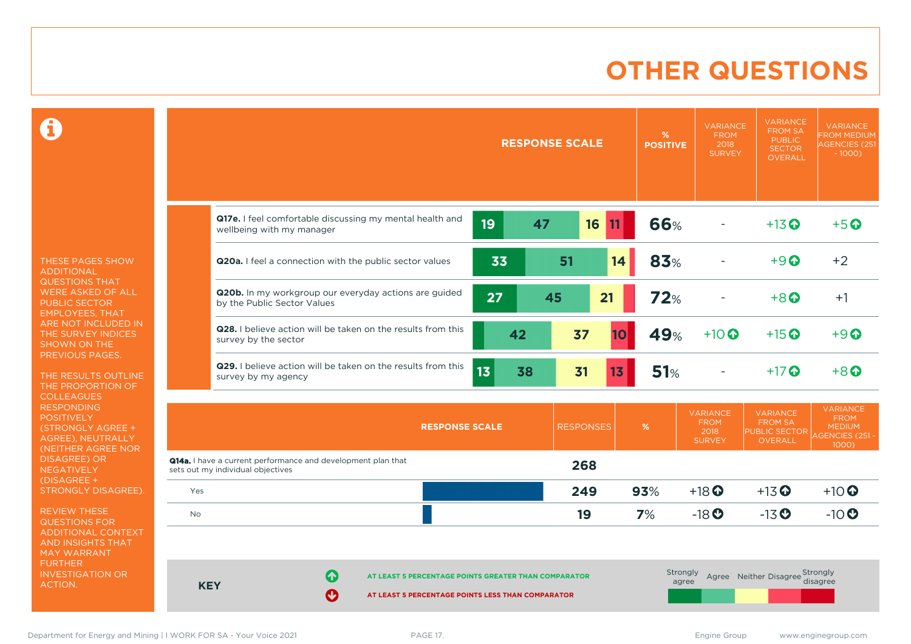# OTHER QUESTIONS

THESE PAGES SHOW ADDITIONAL QUESTIONS THAT WERE ASKED OF ALL PUBLIC SECTOR EMPLOYEES, THAT ARE NOT INCLUDED IN THE SURVEY INDICES SHOWN ON THE PREVIOUS PAGES.

THE RESULTS OUTLINE THE PROPORTION OF COLLEAGUES RESPONDING POSITIVELY (STRONGLY AGREE + AGREE), NEUTRALLY (NEITHER AGREE NOR DISAGREE) OR NEGATIVELY (DISAGREE + STRONGLY DISAGREE).

REVIEW THESE QUESTIONS FOR ADDITIONAL CONTEXT AND INSIGHTS THAT MAY WARRANT FURTHER INVESTIGATION OR ACTION.

| Question | Strongly agree | Agree | Neither | Disagree | Strongly disagree | % POSITIVE | VARIANCE FROM 2018 SURVEY | VARIANCE FROM SA PUBLIC SECTOR OVERALL | VARIANCE FROM MEDIUM AGENCIES (251 - 1000) |
|---|---|---|---|---|---|---|---|---|---|
| **Q17e.** I feel comfortable discussing my mental health and wellbeing with my manager | 19 | 47 | 16 | 11 | | 66% | - | +13 ↑ | +5 ↑ |
| **Q20a.** I feel a connection with the public sector values | 33 | 51 | 14 | | | 83% | - | +9 ↑ | +2 |
| **Q20b.** In my workgroup our everyday actions are guided by the Public Sector Values | 27 | 45 | 21 | | | 72% | - | +8 ↑ | +1 |
| **Q28.** I believe action will be taken on the results from this survey by the sector | | 42 | 37 | 10 | | 49% | +10 ↑ | +15 ↑ | +9 ↑ |
| **Q29.** I believe action will be taken on the results from this survey by my agency | 13 | 38 | 31 | 13 | | 51% | - | +17 ↑ | +8 ↑ |

| RESPONSE SCALE | RESPONSES | % | VARIANCE FROM 2018 SURVEY | VARIANCE FROM SA PUBLIC SECTOR OVERALL | VARIANCE FROM MEDIUM AGENCIES (251 - 1000) |
|---|---|---|---|---|---|
| **Q14a.** I have a current performance and development plan that sets out my individual objectives | 268 | | | | |
| Yes | 249 | 93% | +18 ↑ | +13 ↑ | +10 ↑ |
| No | 19 | 7% | -18 ↓ | -13 ↓ | -10 ↓ |

**KEY**

↑ AT LEAST 5 PERCENTAGE POINTS GREATER THAN COMPARATOR

↓ AT LEAST 5 PERCENTAGE POINTS LESS THAN COMPARATOR

Strongly agree | Agree | Neither | Disagree | Strongly disagree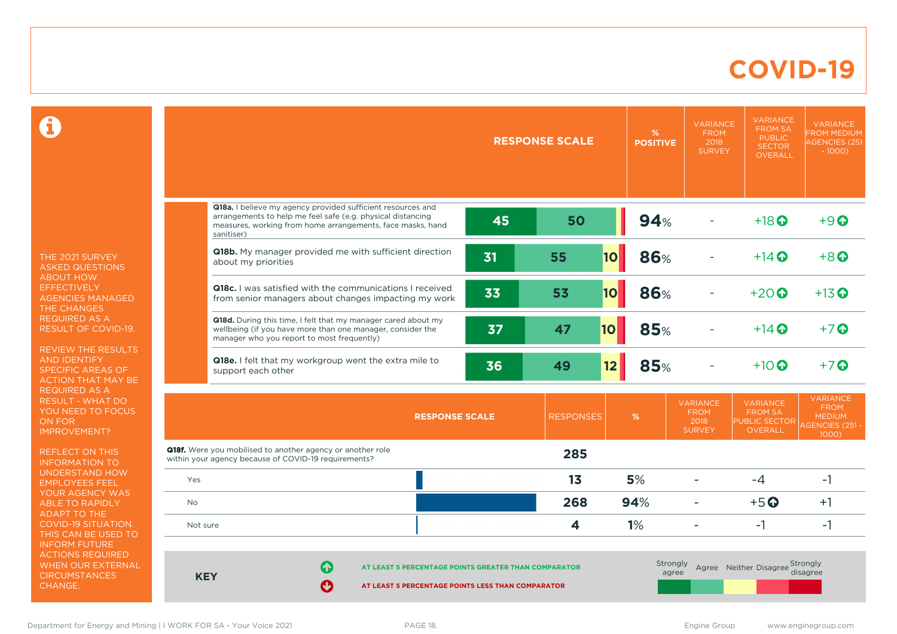# COVID-19

THE 2021 SURVEY ASKED QUESTIONS ABOUT HOW EFFECTIVELY AGENCIES MANAGED THE CHANGES REQUIRED AS A RESULT OF COVID-19.

REVIEW THE RESULTS AND IDENTIFY SPECIFIC AREAS OF ACTION THAT MAY BE REQUIRED AS A RESULT - WHAT DO YOU NEED TO FOCUS ON FOR IMPROVEMENT?

REFLECT ON THIS INFORMATION TO UNDERSTAND HOW EMPLOYEES FEEL YOUR AGENCY WAS ABLE TO RAPIDLY ADAPT TO THE COVID-19 SITUATION. THIS CAN BE USED TO INFORM FUTURE ACTIONS REQUIRED WHEN OUR EXTERNAL CIRCUMSTANCES CHANGE.

| | RESPONSE SCALE | % POSITIVE | VARIANCE FROM 2018 SURVEY | VARIANCE FROM SA PUBLIC SECTOR OVERALL | VARIANCE FROM MEDIUM AGENCIES (251 - 1000) |
|---|---|---|---|---|---|
| **Q18a.** I believe my agency provided sufficient resources and arrangements to help me feel safe (e.g. physical distancing measures, working from home arrangements, face masks, hand sanitiser) | 45 / 50 | 94% | - | +18 ⬆ | +9 ⬆ |
| **Q18b.** My manager provided me with sufficient direction about my priorities | 31 / 55 / 10 | 86% | - | +14 ⬆ | +8 ⬆ |
| **Q18c.** I was satisfied with the communications I received from senior managers about changes impacting my work | 33 / 53 / 10 | 86% | - | +20 ⬆ | +13 ⬆ |
| **Q18d.** During this time, I felt that my manager cared about my wellbeing (if you have more than one manager, consider the manager who you report to most frequently) | 37 / 47 / 10 | 85% | - | +14 ⬆ | +7 ⬆ |
| **Q18e.** I felt that my workgroup went the extra mile to support each other | 36 / 49 / 12 | 85% | - | +10 ⬆ | +7 ⬆ |

| RESPONSE SCALE | RESPONSES | % | VARIANCE FROM 2018 SURVEY | VARIANCE FROM SA PUBLIC SECTOR OVERALL | VARIANCE FROM MEDIUM AGENCIES (251 - 1000) |
|---|---|---|---|---|---|
| **Q18f.** Were you mobilised to another agency or another role within your agency because of COVID-19 requirements? | 285 | | | | |
| Yes | 13 | 5% | - | -4 | -1 |
| No | 268 | 94% | - | +5 ⬆ | +1 |
| Not sure | 4 | 1% | - | -1 | -1 |

**KEY**

⬆ AT LEAST 5 PERCENTAGE POINTS GREATER THAN COMPARATOR

⬇ AT LEAST 5 PERCENTAGE POINTS LESS THAN COMPARATOR

Strongly agree | Agree | Neither | Disagree | Strongly disagree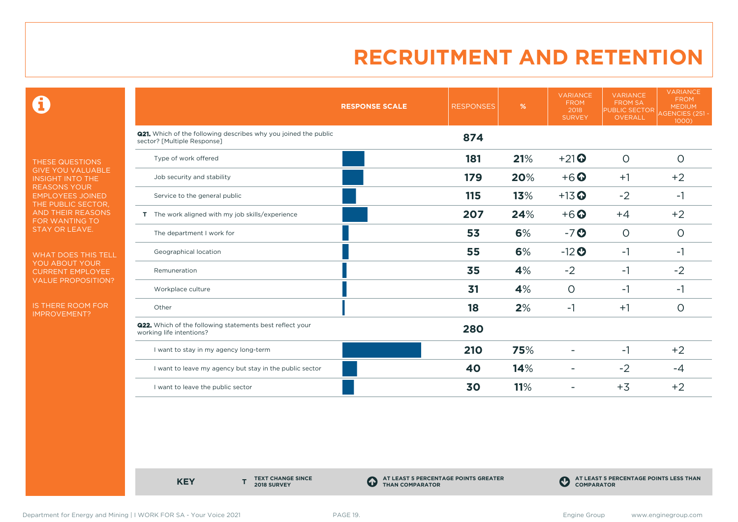# RECRUITMENT AND RETENTION

THESE QUESTIONS GIVE YOU VALUABLE INSIGHT INTO THE REASONS YOUR EMPLOYEES JOINED THE PUBLIC SECTOR, AND THEIR REASONS FOR WANTING TO STAY OR LEAVE.

WHAT DOES THIS TELL YOU ABOUT YOUR CURRENT EMPLOYEE VALUE PROPOSITION?

IS THERE ROOM FOR IMPROVEMENT?

| RESPONSE SCALE | RESPONSES | % | VARIANCE FROM 2018 SURVEY | VARIANCE FROM SA PUBLIC SECTOR OVERALL | VARIANCE FROM MEDIUM AGENCIES (251 - 1000) |
|---|---|---|---|---|---|
| **Q21.** Which of the following describes why you joined the public sector? [Multiple Response] | **874** | | | | |
| Type of work offered | **181** | **21%** | +21 ⬆ | 0 | 0 |
| Job security and stability | **179** | **20%** | +6 ⬆ | +1 | +2 |
| Service to the general public | **115** | **13%** | +13 ⬆ | -2 | -1 |
| T The work aligned with my job skills/experience | **207** | **24%** | +6 ⬆ | +4 | +2 |
| The department I work for | **53** | **6%** | -7 ⬇ | 0 | 0 |
| Geographical location | **55** | **6%** | -12 ⬇ | -1 | -1 |
| Remuneration | **35** | **4%** | -2 | -1 | -2 |
| Workplace culture | **31** | **4%** | 0 | -1 | -1 |
| Other | **18** | **2%** | -1 | +1 | 0 |
| **Q22.** Which of the following statements best reflect your working life intentions? | **280** | | | | |
| I want to stay in my agency long-term | **210** | **75%** | - | -1 | +2 |
| I want to leave my agency but stay in the public sector | **40** | **14%** | - | -2 | -4 |
| I want to leave the public sector | **30** | **11%** | - | +3 | +2 |

**KEY**

- **T** TEXT CHANGE SINCE 2018 SURVEY
- ⬆ AT LEAST 5 PERCENTAGE POINTS GREATER THAN COMPARATOR
- ⬇ AT LEAST 5 PERCENTAGE POINTS LESS THAN COMPARATOR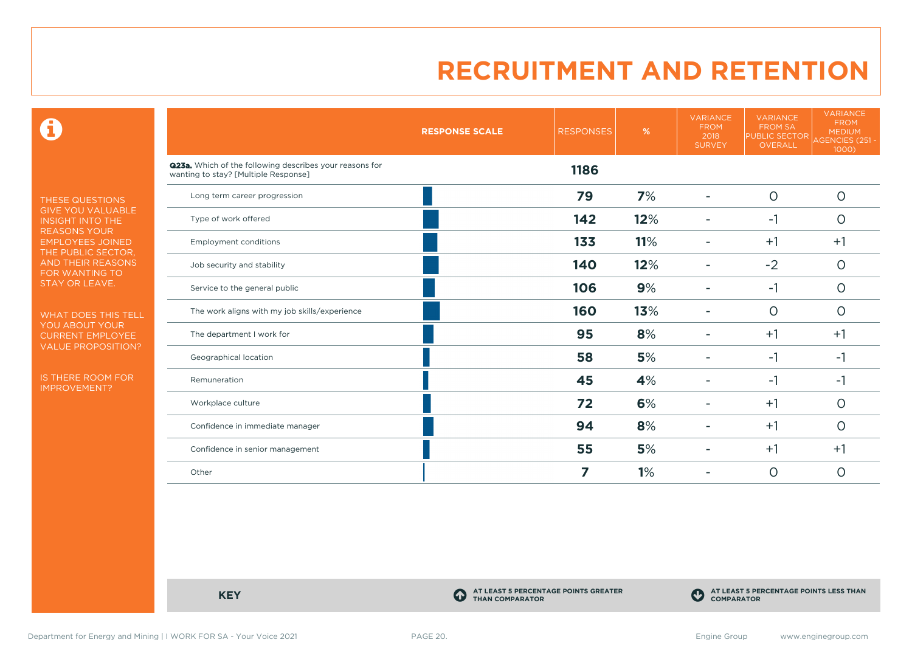# RECRUITMENT AND RETENTION

THESE QUESTIONS GIVE YOU VALUABLE INSIGHT INTO THE REASONS YOUR EMPLOYEES JOINED THE PUBLIC SECTOR, AND THEIR REASONS FOR WANTING TO STAY OR LEAVE.

WHAT DOES THIS TELL YOU ABOUT YOUR CURRENT EMPLOYEE VALUE PROPOSITION?

IS THERE ROOM FOR IMPROVEMENT?

| RESPONSE SCALE | RESPONSES | % | VARIANCE FROM 2018 SURVEY | VARIANCE FROM SA PUBLIC SECTOR OVERALL | VARIANCE FROM MEDIUM AGENCIES (251 - 1000) |
|---|---|---|---|---|---|
| **Q23a.** Which of the following describes your reasons for wanting to stay? [Multiple Response] | **1186** | | | | |
| Long term career progression | **79** | **7%** | - | 0 | 0 |
| Type of work offered | **142** | **12%** | - | -1 | 0 |
| Employment conditions | **133** | **11%** | - | +1 | +1 |
| Job security and stability | **140** | **12%** | - | -2 | 0 |
| Service to the general public | **106** | **9%** | - | -1 | 0 |
| The work aligns with my job skills/experience | **160** | **13%** | - | 0 | 0 |
| The department I work for | **95** | **8%** | - | +1 | +1 |
| Geographical location | **58** | **5%** | - | -1 | -1 |
| Remuneration | **45** | **4%** | - | -1 | -1 |
| Workplace culture | **72** | **6%** | - | +1 | 0 |
| Confidence in immediate manager | **94** | **8%** | - | +1 | 0 |
| Confidence in senior management | **55** | **5%** | - | +1 | +1 |
| Other | **7** | **1%** | - | 0 | 0 |

**KEY**

- AT LEAST 5 PERCENTAGE POINTS GREATER THAN COMPARATOR
- AT LEAST 5 PERCENTAGE POINTS LESS THAN COMPARATOR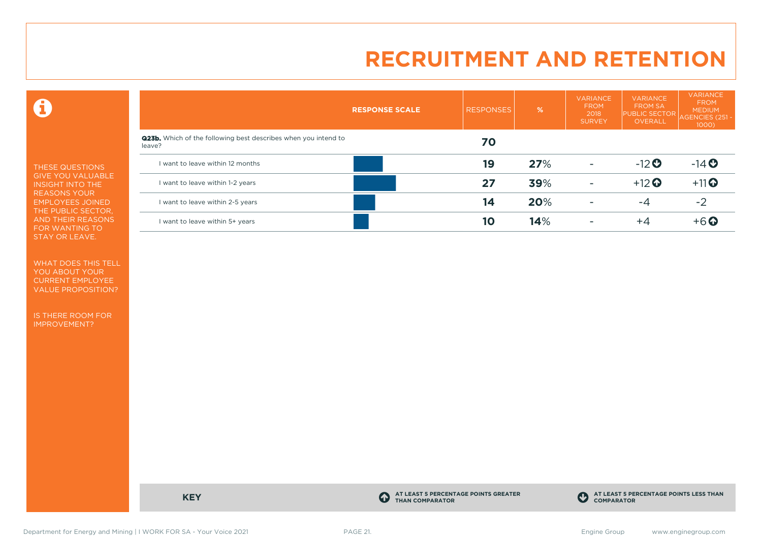# RECRUITMENT AND RETENTION

THESE QUESTIONS GIVE YOU VALUABLE INSIGHT INTO THE REASONS YOUR EMPLOYEES JOINED THE PUBLIC SECTOR, AND THEIR REASONS FOR WANTING TO STAY OR LEAVE.

WHAT DOES THIS TELL YOU ABOUT YOUR CURRENT EMPLOYEE VALUE PROPOSITION?

IS THERE ROOM FOR IMPROVEMENT?

| RESPONSE SCALE | RESPONSES | % | VARIANCE FROM 2018 SURVEY | VARIANCE FROM SA PUBLIC SECTOR OVERALL | VARIANCE FROM MEDIUM AGENCIES (251 - 1000) |
|---|---|---|---|---|---|
| **Q23b.** Which of the following best describes when you intend to leave? | **70** | | | | |
| I want to leave within 12 months | **19** | **27**% | - | -12 ⬇ | -14 ⬇ |
| I want to leave within 1-2 years | **27** | **39**% | - | +12 ⬆ | +11 ⬆ |
| I want to leave within 2-5 years | **14** | **20**% | - | -4 | -2 |
| I want to leave within 5+ years | **10** | **14**% | - | +4 | +6 ⬆ |

**KEY**

⬆ **AT LEAST 5 PERCENTAGE POINTS GREATER THAN COMPARATOR**

⬇ **AT LEAST 5 PERCENTAGE POINTS LESS THAN COMPARATOR**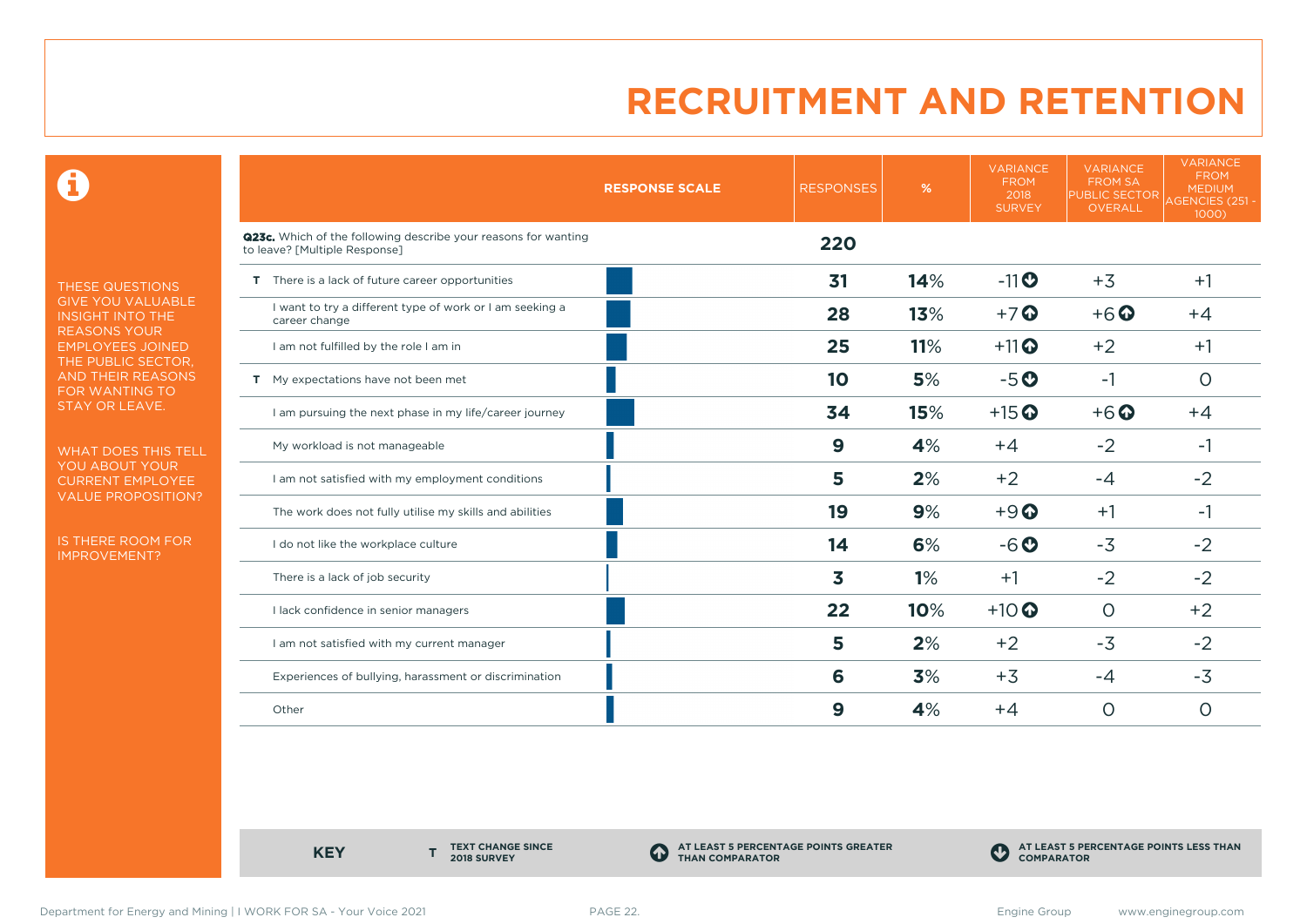# RECRUITMENT AND RETENTION

THESE QUESTIONS GIVE YOU VALUABLE INSIGHT INTO THE REASONS YOUR EMPLOYEES JOINED THE PUBLIC SECTOR, AND THEIR REASONS FOR WANTING TO STAY OR LEAVE.

WHAT DOES THIS TELL YOU ABOUT YOUR CURRENT EMPLOYEE VALUE PROPOSITION?

IS THERE ROOM FOR IMPROVEMENT?

| | RESPONSE SCALE | RESPONSES | % | VARIANCE FROM 2018 SURVEY | VARIANCE FROM SA PUBLIC SECTOR OVERALL | VARIANCE FROM MEDIUM AGENCIES (251 - 1000) |
|---|---|---|---|---|---|---|
| **Q23c.** Which of the following describe your reasons for wanting to leave? [Multiple Response] | | **220** | | | | |
| T There is a lack of future career opportunities | | 31 | 14% | -11 ⬇ | +3 | +1 |
| I want to try a different type of work or I am seeking a career change | | 28 | 13% | +7 ⬆ | +6 ⬆ | +4 |
| I am not fulfilled by the role I am in | | 25 | 11% | +11 ⬆ | +2 | +1 |
| T My expectations have not been met | | 10 | 5% | -5 ⬇ | -1 | 0 |
| I am pursuing the next phase in my life/career journey | | 34 | 15% | +15 ⬆ | +6 ⬆ | +4 |
| My workload is not manageable | | 9 | 4% | +4 | -2 | -1 |
| I am not satisfied with my employment conditions | | 5 | 2% | +2 | -4 | -2 |
| The work does not fully utilise my skills and abilities | | 19 | 9% | +9 ⬆ | +1 | -1 |
| I do not like the workplace culture | | 14 | 6% | -6 ⬇ | -3 | -2 |
| There is a lack of job security | | 3 | 1% | +1 | -2 | -2 |
| I lack confidence in senior managers | | 22 | 10% | +10 ⬆ | 0 | +2 |
| I am not satisfied with my current manager | | 5 | 2% | +2 | -3 | -2 |
| Experiences of bullying, harassment or discrimination | | 6 | 3% | +3 | -4 | -3 |
| Other | | 9 | 4% | +4 | 0 | 0 |

**KEY**
- **T** TEXT CHANGE SINCE 2018 SURVEY
- ⬆ AT LEAST 5 PERCENTAGE POINTS GREATER THAN COMPARATOR
- ⬇ AT LEAST 5 PERCENTAGE POINTS LESS THAN COMPARATOR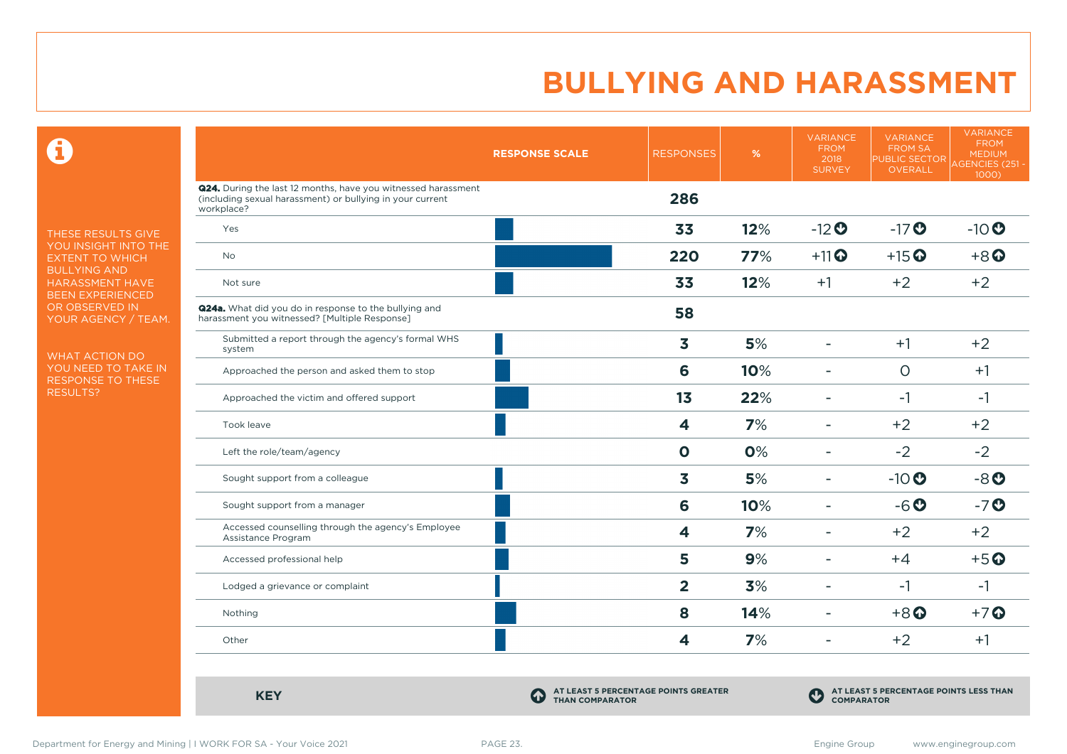# BULLYING AND HARASSMENT

THESE RESULTS GIVE YOU INSIGHT INTO THE EXTENT TO WHICH BULLYING AND HARASSMENT HAVE BEEN EXPERIENCED OR OBSERVED IN YOUR AGENCY / TEAM.

WHAT ACTION DO YOU NEED TO TAKE IN RESPONSE TO THESE RESULTS?

| RESPONSE SCALE | RESPONSES | % | VARIANCE FROM 2018 SURVEY | VARIANCE FROM SA PUBLIC SECTOR OVERALL | VARIANCE FROM MEDIUM AGENCIES (251 - 1000) |
|---|---|---|---|---|---|
| **Q24.** During the last 12 months, have you witnessed harassment (including sexual harassment) or bullying in your current workplace? | 286 | | | | |
| Yes | 33 | 12% | -12 ⬇ | -17 ⬇ | -10 ⬇ |
| No | 220 | 77% | +11 ⬆ | +15 ⬆ | +8 ⬆ |
| Not sure | 33 | 12% | +1 | +2 | +2 |
| **Q24a.** What did you do in response to the bullying and harassment you witnessed? [Multiple Response] | 58 | | | | |
| Submitted a report through the agency's formal WHS system | 3 | 5% | - | +1 | +2 |
| Approached the person and asked them to stop | 6 | 10% | - | 0 | +1 |
| Approached the victim and offered support | 13 | 22% | - | -1 | -1 |
| Took leave | 4 | 7% | - | +2 | +2 |
| Left the role/team/agency | 0 | 0% | - | -2 | -2 |
| Sought support from a colleague | 3 | 5% | - | -10 ⬇ | -8 ⬇ |
| Sought support from a manager | 6 | 10% | - | -6 ⬇ | -7 ⬇ |
| Accessed counselling through the agency's Employee Assistance Program | 4 | 7% | - | +2 | +2 |
| Accessed professional help | 5 | 9% | - | +4 | +5 ⬆ |
| Lodged a grievance or complaint | 2 | 3% | - | -1 | -1 |
| Nothing | 8 | 14% | - | +8 ⬆ | +7 ⬆ |
| Other | 4 | 7% | - | +2 | +1 |

**KEY**

⬆ AT LEAST 5 PERCENTAGE POINTS GREATER THAN COMPARATOR

⬇ AT LEAST 5 PERCENTAGE POINTS LESS THAN COMPARATOR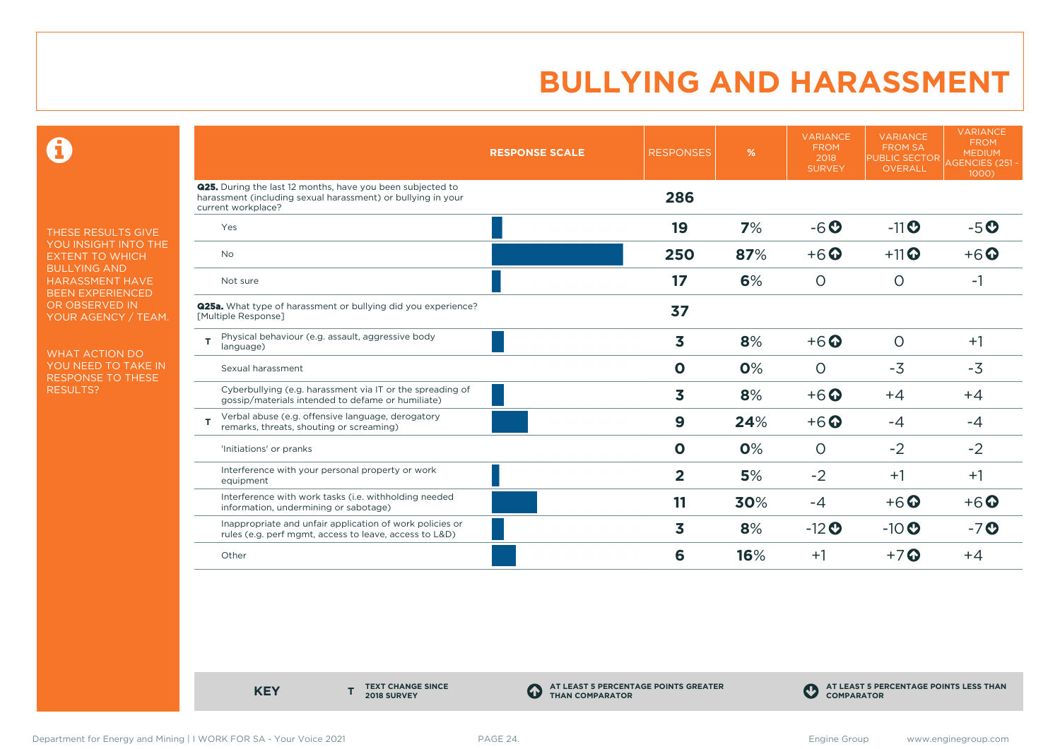# BULLYING AND HARASSMENT

THESE RESULTS GIVE YOU INSIGHT INTO THE EXTENT TO WHICH BULLYING AND HARASSMENT HAVE BEEN EXPERIENCED OR OBSERVED IN YOUR AGENCY / TEAM.

WHAT ACTION DO YOU NEED TO TAKE IN RESPONSE TO THESE RESULTS?

| | RESPONSE SCALE | RESPONSES | % | VARIANCE FROM 2018 SURVEY | VARIANCE FROM SA PUBLIC SECTOR OVERALL | VARIANCE FROM MEDIUM AGENCIES (251 - 1000) |
|---|---|---|---|---|---|---|
| **Q25.** During the last 12 months, have you been subjected to harassment (including sexual harassment) or bullying in your current workplace? | | **286** | | | | |
| Yes | | **19** | **7%** | -6 ⬇ | -11 ⬇ | -5 ⬇ |
| No | | **250** | **87%** | +6 ⬆ | +11 ⬆ | +6 ⬆ |
| Not sure | | **17** | **6%** | 0 | 0 | -1 |
| **Q25a.** What type of harassment or bullying did you experience? [Multiple Response] | | **37** | | | | |
| T Physical behaviour (e.g. assault, aggressive body language) | | **3** | **8%** | +6 ⬆ | 0 | +1 |
| Sexual harassment | | **0** | **0%** | 0 | -3 | -3 |
| Cyberbullying (e.g. harassment via IT or the spreading of gossip/materials intended to defame or humiliate) | | **3** | **8%** | +6 ⬆ | +4 | +4 |
| T Verbal abuse (e.g. offensive language, derogatory remarks, threats, shouting or screaming) | | **9** | **24%** | +6 ⬆ | -4 | -4 |
| 'Initiations' or pranks | | **0** | **0%** | 0 | -2 | -2 |
| Interference with your personal property or work equipment | | **2** | **5%** | -2 | +1 | +1 |
| Interference with work tasks (i.e. withholding needed information, undermining or sabotage) | | **11** | **30%** | -4 | +6 ⬆ | +6 ⬆ |
| Inappropriate and unfair application of work policies or rules (e.g. perf mgmt, access to leave, access to L&D) | | **3** | **8%** | -12 ⬇ | -10 ⬇ | -7 ⬇ |
| Other | | **6** | **16%** | +1 | +7 ⬆ | +4 |

**KEY** — **T** TEXT CHANGE SINCE 2018 SURVEY — ⬆ AT LEAST 5 PERCENTAGE POINTS GREATER THAN COMPARATOR — ⬇ AT LEAST 5 PERCENTAGE POINTS LESS THAN COMPARATOR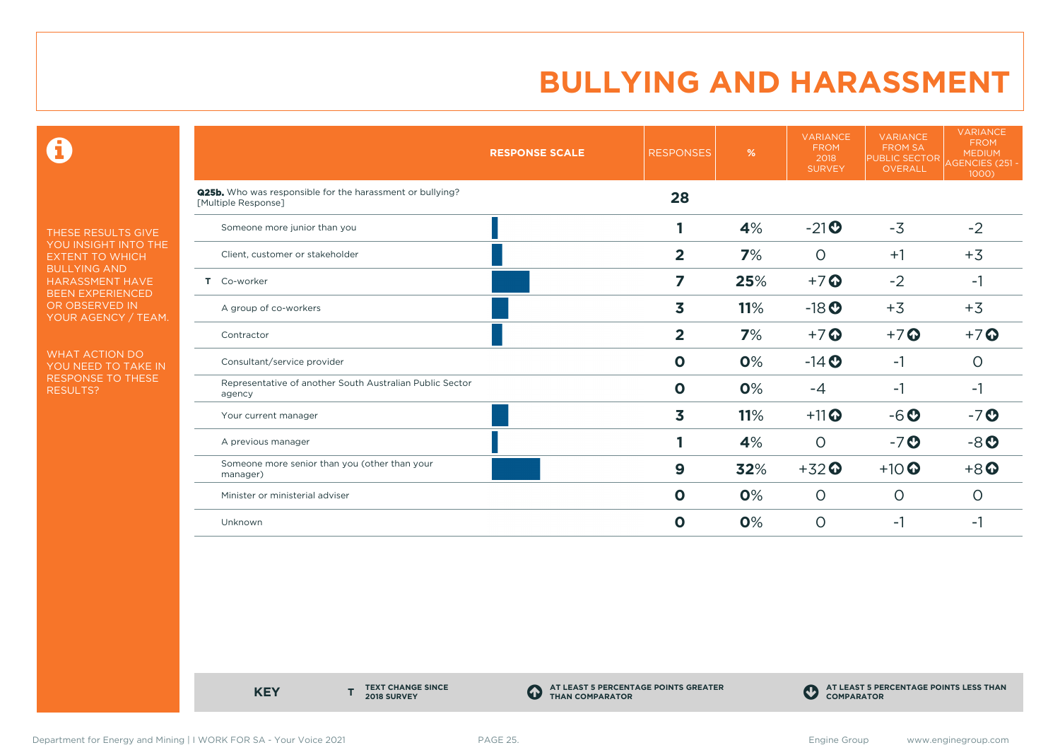# BULLYING AND HARASSMENT

THESE RESULTS GIVE YOU INSIGHT INTO THE EXTENT TO WHICH BULLYING AND HARASSMENT HAVE BEEN EXPERIENCED OR OBSERVED IN YOUR AGENCY / TEAM.

WHAT ACTION DO YOU NEED TO TAKE IN RESPONSE TO THESE RESULTS?

| | RESPONSE SCALE | RESPONSES | % | VARIANCE FROM 2018 SURVEY | VARIANCE FROM SA PUBLIC SECTOR OVERALL | VARIANCE FROM MEDIUM AGENCIES (251 - 1000) |
|---|---|---|---|---|---|---|
| **Q25b.** Who was responsible for the harassment or bullying? [Multiple Response] | | **28** | | | | |
| Someone more junior than you | | **1** | **4**% | -21 ⬇ | -3 | -2 |
| Client, customer or stakeholder | | **2** | **7**% | 0 | +1 | +3 |
| T Co-worker | | **7** | **25**% | +7 ⬆ | -2 | -1 |
| A group of co-workers | | **3** | **11**% | -18 ⬇ | +3 | +3 |
| Contractor | | **2** | **7**% | +7 ⬆ | +7 ⬆ | +7 ⬆ |
| Consultant/service provider | | **0** | **0**% | -14 ⬇ | -1 | 0 |
| Representative of another South Australian Public Sector agency | | **0** | **0**% | -4 | -1 | -1 |
| Your current manager | | **3** | **11**% | +11 ⬆ | -6 ⬇ | -7 ⬇ |
| A previous manager | | **1** | **4**% | 0 | -7 ⬇ | -8 ⬇ |
| Someone more senior than you (other than your manager) | | **9** | **32**% | +32 ⬆ | +10 ⬆ | +8 ⬆ |
| Minister or ministerial adviser | | **0** | **0**% | 0 | 0 | 0 |
| Unknown | | **0** | **0**% | 0 | -1 | -1 |

**KEY** — **T** TEXT CHANGE SINCE 2018 SURVEY | ⬆ AT LEAST 5 PERCENTAGE POINTS GREATER THAN COMPARATOR | ⬇ AT LEAST 5 PERCENTAGE POINTS LESS THAN COMPARATOR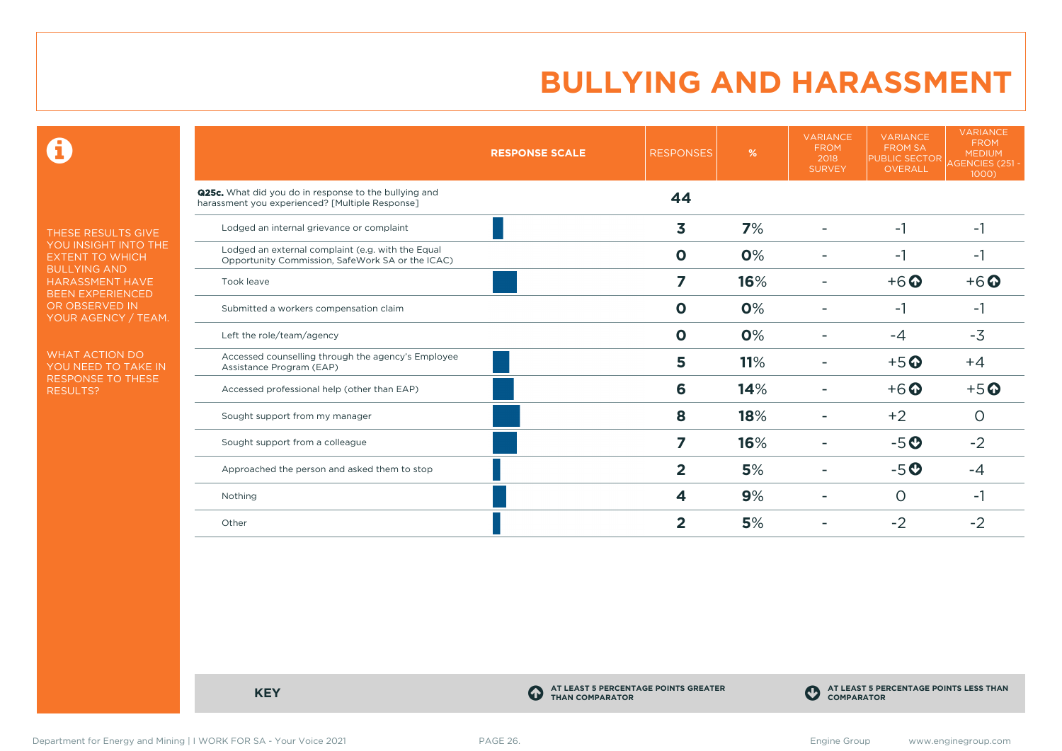# BULLYING AND HARASSMENT

THESE RESULTS GIVE YOU INSIGHT INTO THE EXTENT TO WHICH BULLYING AND HARASSMENT HAVE BEEN EXPERIENCED OR OBSERVED IN YOUR AGENCY / TEAM.

WHAT ACTION DO YOU NEED TO TAKE IN RESPONSE TO THESE RESULTS?

| RESPONSE SCALE | RESPONSES | % | VARIANCE FROM 2018 SURVEY | VARIANCE FROM SA PUBLIC SECTOR OVERALL | VARIANCE FROM MEDIUM AGENCIES (251 - 1000) |
|---|---|---|---|---|---|
| **Q25c.** What did you do in response to the bullying and harassment you experienced? [Multiple Response] | **44** | | | | |
| Lodged an internal grievance or complaint | **3** | **7**% | - | -1 | -1 |
| Lodged an external complaint (e.g. with the Equal Opportunity Commission, SafeWork SA or the ICAC) | **0** | **0**% | - | -1 | -1 |
| Took leave | **7** | **16**% | - | +6 ⬆ | +6 ⬆ |
| Submitted a workers compensation claim | **0** | **0**% | - | -1 | -1 |
| Left the role/team/agency | **0** | **0**% | - | -4 | -3 |
| Accessed counselling through the agency's Employee Assistance Program (EAP) | **5** | **11**% | - | +5 ⬆ | +4 |
| Accessed professional help (other than EAP) | **6** | **14**% | - | +6 ⬆ | +5 ⬆ |
| Sought support from my manager | **8** | **18**% | - | +2 | 0 |
| Sought support from a colleague | **7** | **16**% | - | -5 ⬇ | -2 |
| Approached the person and asked them to stop | **2** | **5**% | - | -5 ⬇ | -4 |
| Nothing | **4** | **9**% | - | 0 | -1 |
| Other | **2** | **5**% | - | -2 | -2 |

**KEY**

⬆ AT LEAST 5 PERCENTAGE POINTS GREATER THAN COMPARATOR

⬇ AT LEAST 5 PERCENTAGE POINTS LESS THAN COMPARATOR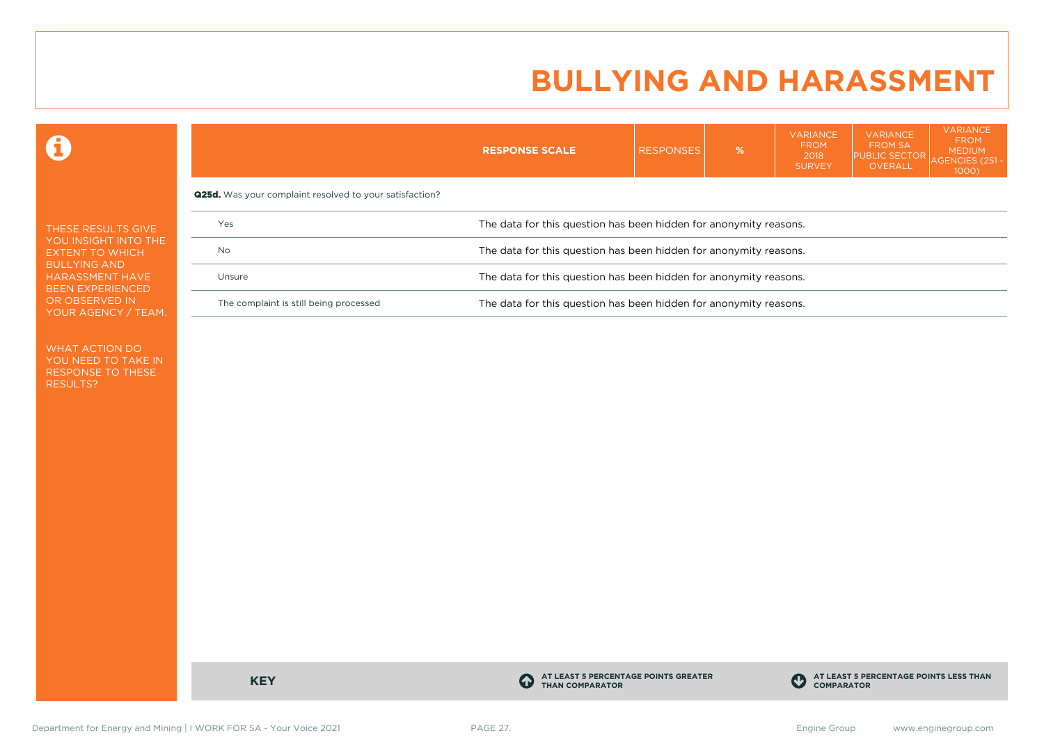# BULLYING AND HARASSMENT

THESE RESULTS GIVE YOU INSIGHT INTO THE EXTENT TO WHICH BULLYING AND HARASSMENT HAVE BEEN EXPERIENCED OR OBSERVED IN YOUR AGENCY / TEAM.

WHAT ACTION DO YOU NEED TO TAKE IN RESPONSE TO THESE RESULTS?

| | RESPONSE SCALE | RESPONSES | % | VARIANCE FROM 2018 SURVEY | VARIANCE FROM SA PUBLIC SECTOR OVERALL | VARIANCE FROM MEDIUM AGENCIES (251 - 1000) |
|---|---|---|---|---|---|---|
| **Q25d.** Was your complaint resolved to your satisfaction? | | | | | | |
| Yes | The data for this question has been hidden for anonymity reasons. | | | | | |
| No | The data for this question has been hidden for anonymity reasons. | | | | | |
| Unsure | The data for this question has been hidden for anonymity reasons. | | | | | |
| The complaint is still being processed | The data for this question has been hidden for anonymity reasons. | | | | | |

**KEY**

- AT LEAST 5 PERCENTAGE POINTS GREATER THAN COMPARATOR
- AT LEAST 5 PERCENTAGE POINTS LESS THAN COMPARATOR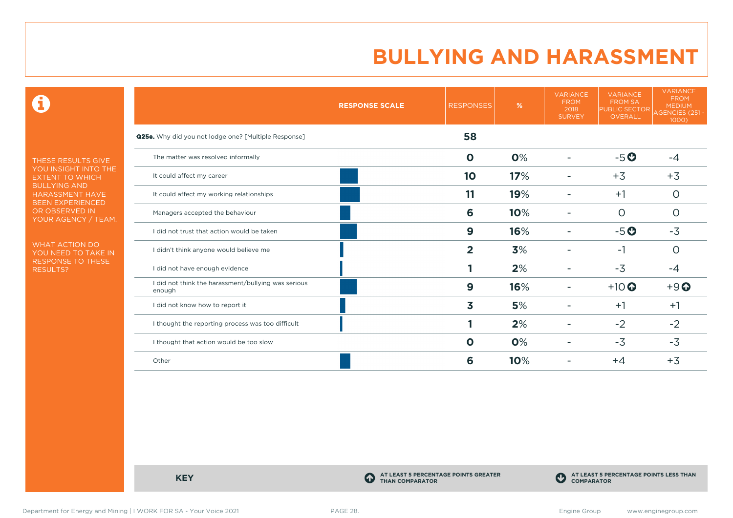# BULLYING AND HARASSMENT

THESE RESULTS GIVE YOU INSIGHT INTO THE EXTENT TO WHICH BULLYING AND HARASSMENT HAVE BEEN EXPERIENCED OR OBSERVED IN YOUR AGENCY / TEAM.

WHAT ACTION DO YOU NEED TO TAKE IN RESPONSE TO THESE RESULTS?

| RESPONSE SCALE | RESPONSES | % | VARIANCE FROM 2018 SURVEY | VARIANCE FROM SA PUBLIC SECTOR OVERALL | VARIANCE FROM MEDIUM AGENCIES (251 - 1000) |
|---|---|---|---|---|---|
| **Q25e.** Why did you not lodge one? [Multiple Response] | **58** | | | | |
| The matter was resolved informally | **0** | **0**% | - | -5 ⬇ | -4 |
| It could affect my career | **10** | **17**% | - | +3 | +3 |
| It could affect my working relationships | **11** | **19**% | - | +1 | 0 |
| Managers accepted the behaviour | **6** | **10**% | - | 0 | 0 |
| I did not trust that action would be taken | **9** | **16**% | - | -5 ⬇ | -3 |
| I didn't think anyone would believe me | **2** | **3**% | - | -1 | 0 |
| I did not have enough evidence | **1** | **2**% | - | -3 | -4 |
| I did not think the harassment/bullying was serious enough | **9** | **16**% | - | +10 ⬆ | +9 ⬆ |
| I did not know how to report it | **3** | **5**% | - | +1 | +1 |
| I thought the reporting process was too difficult | **1** | **2**% | - | -2 | -2 |
| I thought that action would be too slow | **0** | **0**% | - | -3 | -3 |
| Other | **6** | **10**% | - | +4 | +3 |

**KEY**

⬆ AT LEAST 5 PERCENTAGE POINTS GREATER THAN COMPARATOR

⬇ AT LEAST 5 PERCENTAGE POINTS LESS THAN COMPARATOR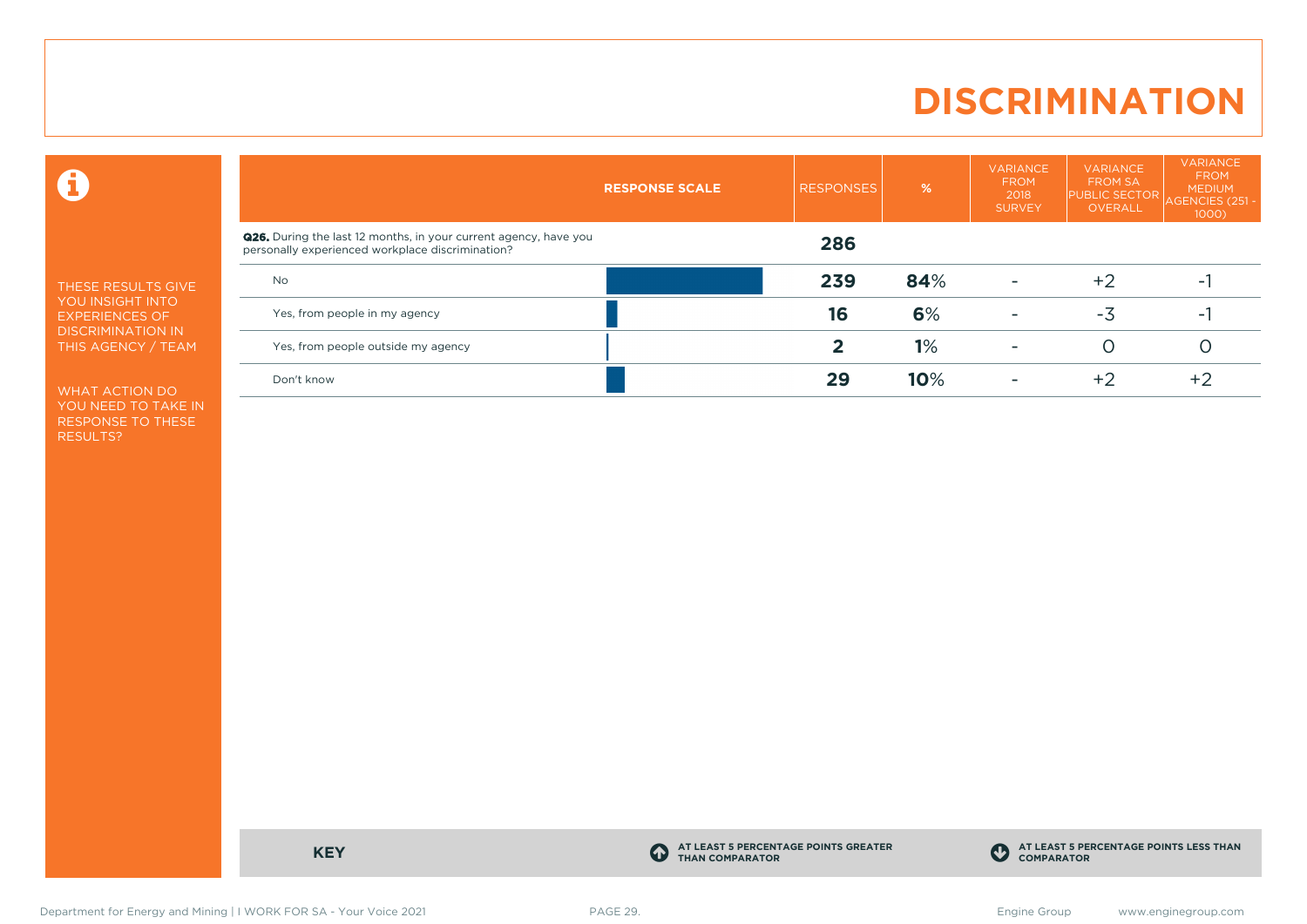# DISCRIMINATION

THESE RESULTS GIVE YOU INSIGHT INTO EXPERIENCES OF DISCRIMINATION IN THIS AGENCY / TEAM

WHAT ACTION DO YOU NEED TO TAKE IN RESPONSE TO THESE RESULTS?

| RESPONSE SCALE | RESPONSES | % | VARIANCE FROM 2018 SURVEY | VARIANCE FROM SA PUBLIC SECTOR OVERALL | VARIANCE FROM MEDIUM AGENCIES (251 - 1000) |
|---|---|---|---|---|---|
| **Q26.** During the last 12 months, in your current agency, have you personally experienced workplace discrimination? | **286** | | | | |
| No | **239** | **84**% | - | +2 | -1 |
| Yes, from people in my agency | **16** | **6**% | - | -3 | -1 |
| Yes, from people outside my agency | **2** | **1**% | - | 0 | 0 |
| Don't know | **29** | **10**% | - | +2 | +2 |

**KEY**

AT LEAST 5 PERCENTAGE POINTS GREATER THAN COMPARATOR

AT LEAST 5 PERCENTAGE POINTS LESS THAN COMPARATOR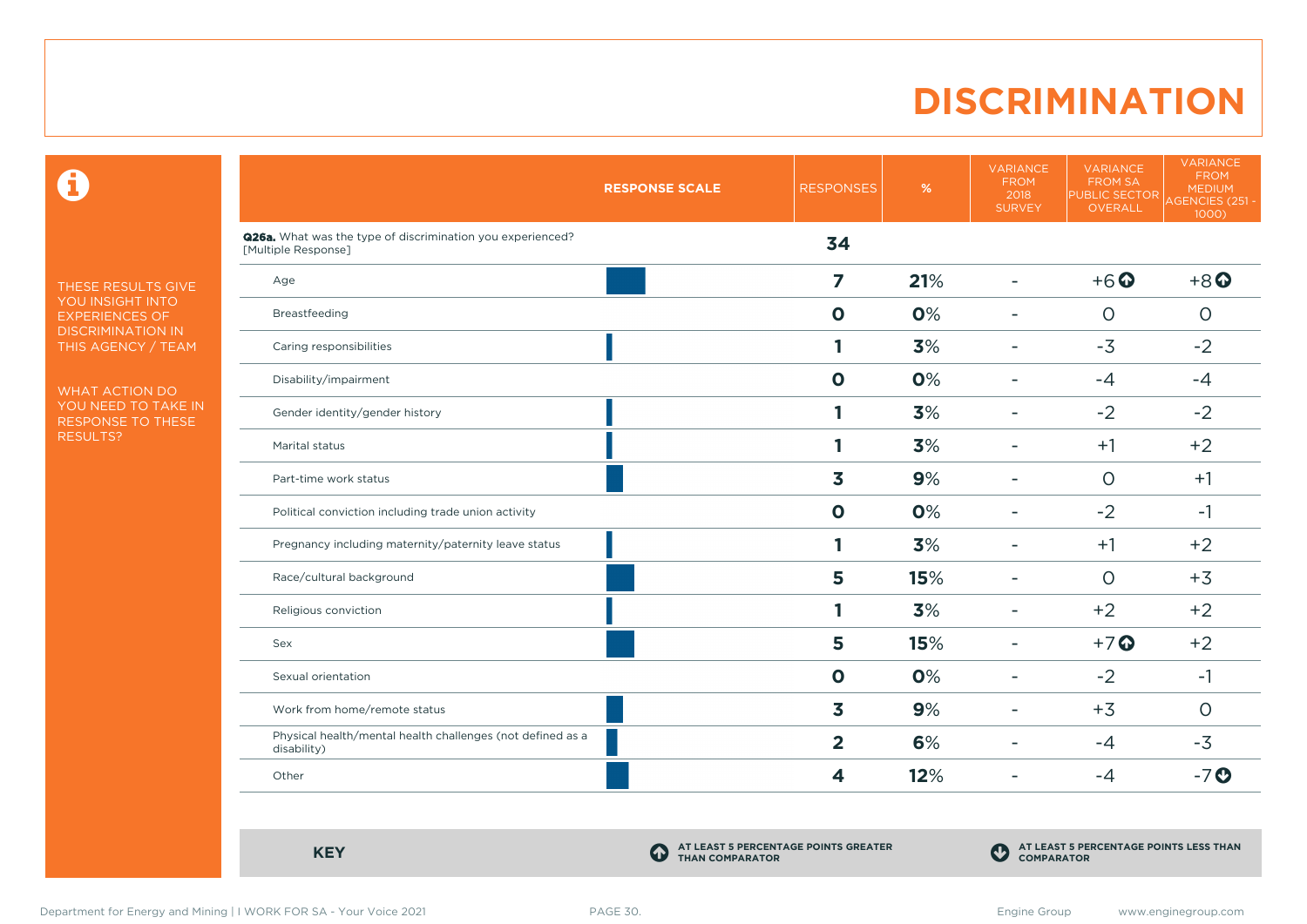# DISCRIMINATION

THESE RESULTS GIVE YOU INSIGHT INTO EXPERIENCES OF DISCRIMINATION IN THIS AGENCY / TEAM

WHAT ACTION DO YOU NEED TO TAKE IN RESPONSE TO THESE RESULTS?

| RESPONSE SCALE | RESPONSES | % | VARIANCE FROM 2018 SURVEY | VARIANCE FROM SA PUBLIC SECTOR OVERALL | VARIANCE FROM MEDIUM AGENCIES (251 - 1000) |
|---|---|---|---|---|---|
| **Q26a.** What was the type of discrimination you experienced? [Multiple Response] | **34** | | | | |
| Age | **7** | **21**% | - | +6 ⬆ | +8 ⬆ |
| Breastfeeding | **0** | **0**% | - | 0 | 0 |
| Caring responsibilities | **1** | **3**% | - | -3 | -2 |
| Disability/impairment | **0** | **0**% | - | -4 | -4 |
| Gender identity/gender history | **1** | **3**% | - | -2 | -2 |
| Marital status | **1** | **3**% | - | +1 | +2 |
| Part-time work status | **3** | **9**% | - | 0 | +1 |
| Political conviction including trade union activity | **0** | **0**% | - | -2 | -1 |
| Pregnancy including maternity/paternity leave status | **1** | **3**% | - | +1 | +2 |
| Race/cultural background | **5** | **15**% | - | 0 | +3 |
| Religious conviction | **1** | **3**% | - | +2 | +2 |
| Sex | **5** | **15**% | - | +7 ⬆ | +2 |
| Sexual orientation | **0** | **0**% | - | -2 | -1 |
| Work from home/remote status | **3** | **9**% | - | +3 | 0 |
| Physical health/mental health challenges (not defined as a disability) | **2** | **6**% | - | -4 | -3 |
| Other | **4** | **12**% | - | -4 | -7 ⬇ |

**KEY**

⬆ AT LEAST 5 PERCENTAGE POINTS GREATER THAN COMPARATOR

⬇ AT LEAST 5 PERCENTAGE POINTS LESS THAN COMPARATOR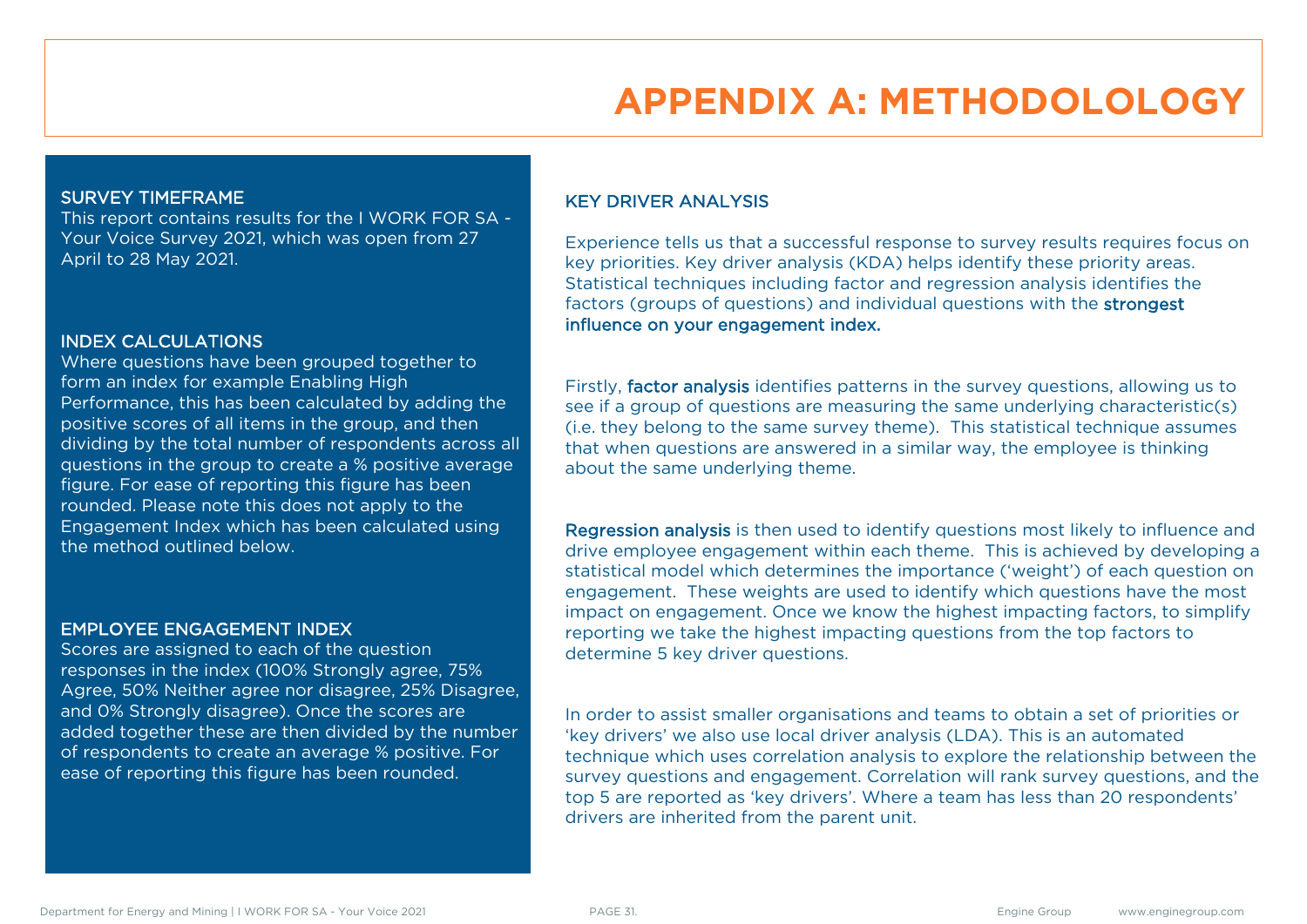# APPENDIX A: METHODOLOLOGY

## SURVEY TIMEFRAME

This report contains results for the I WORK FOR SA - Your Voice Survey 2021, which was open from 27 April to 28 May 2021.

## INDEX CALCULATIONS

Where questions have been grouped together to form an index for example Enabling High Performance, this has been calculated by adding the positive scores of all items in the group, and then dividing by the total number of respondents across all questions in the group to create a % positive average figure. For ease of reporting this figure has been rounded. Please note this does not apply to the Engagement Index which has been calculated using the method outlined below.

## EMPLOYEE ENGAGEMENT INDEX

Scores are assigned to each of the question responses in the index (100% Strongly agree, 75% Agree, 50% Neither agree nor disagree, 25% Disagree, and 0% Strongly disagree). Once the scores are added together these are then divided by the number of respondents to create an average % positive. For ease of reporting this figure has been rounded.

## KEY DRIVER ANALYSIS

Experience tells us that a successful response to survey results requires focus on key priorities. Key driver analysis (KDA) helps identify these priority areas. Statistical techniques including factor and regression analysis identifies the factors (groups of questions) and individual questions with the **strongest influence on your engagement index.**

Firstly, **factor analysis** identifies patterns in the survey questions, allowing us to see if a group of questions are measuring the same underlying characteristic(s) (i.e. they belong to the same survey theme). This statistical technique assumes that when questions are answered in a similar way, the employee is thinking about the same underlying theme.

**Regression analysis** is then used to identify questions most likely to influence and drive employee engagement within each theme. This is achieved by developing a statistical model which determines the importance ('weight') of each question on engagement. These weights are used to identify which questions have the most impact on engagement. Once we know the highest impacting factors, to simplify reporting we take the highest impacting questions from the top factors to determine 5 key driver questions.

In order to assist smaller organisations and teams to obtain a set of priorities or 'key drivers' we also use local driver analysis (LDA). This is an automated technique which uses correlation analysis to explore the relationship between the survey questions and engagement. Correlation will rank survey questions, and the top 5 are reported as 'key drivers'. Where a team has less than 20 respondents' drivers are inherited from the parent unit.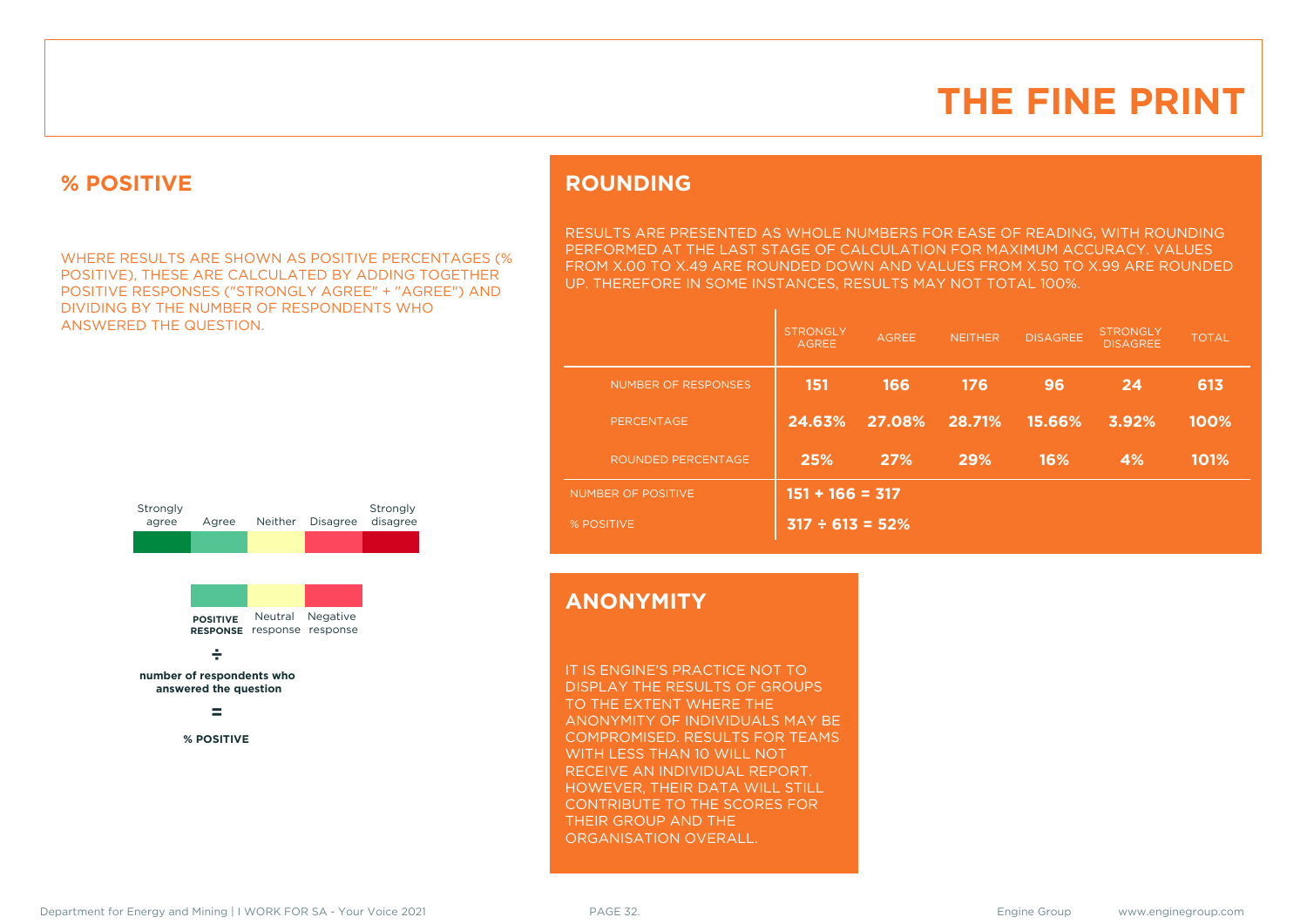# THE FINE PRINT

## % POSITIVE

WHERE RESULTS ARE SHOWN AS POSITIVE PERCENTAGES (% POSITIVE), THESE ARE CALCULATED BY ADDING TOGETHER POSITIVE RESPONSES ("STRONGLY AGREE" + "AGREE") AND DIVIDING BY THE NUMBER OF RESPONDENTS WHO ANSWERED THE QUESTION.

Strongly agree | Agree | Neither | Disagree | Strongly disagree

**POSITIVE RESPONSE** | Neutral response | Negative response

÷

**number of respondents who answered the question**

=

**% POSITIVE**

## ROUNDING

RESULTS ARE PRESENTED AS WHOLE NUMBERS FOR EASE OF READING, WITH ROUNDING PERFORMED AT THE LAST STAGE OF CALCULATION FOR MAXIMUM ACCURACY. VALUES FROM X.00 TO X.49 ARE ROUNDED DOWN AND VALUES FROM X.50 TO X.99 ARE ROUNDED UP. THEREFORE IN SOME INSTANCES, RESULTS MAY NOT TOTAL 100%.

| | STRONGLY AGREE | AGREE | NEITHER | DISAGREE | STRONGLY DISAGREE | TOTAL |
|---|---|---|---|---|---|---|
| NUMBER OF RESPONSES | **151** | **166** | **176** | **96** | **24** | **613** |
| PERCENTAGE | **24.63%** | **27.08%** | **28.71%** | **15.66%** | **3.92%** | **100%** |
| ROUNDED PERCENTAGE | **25%** | **27%** | **29%** | **16%** | **4%** | **101%** |
| NUMBER OF POSITIVE | **151 + 166 = 317** | | | | | |
| % POSITIVE | **317 ÷ 613 = 52%** | | | | | |

## ANONYMITY

IT IS ENGINE'S PRACTICE NOT TO DISPLAY THE RESULTS OF GROUPS TO THE EXTENT WHERE THE ANONYMITY OF INDIVIDUALS MAY BE COMPROMISED. RESULTS FOR TEAMS WITH LESS THAN 10 WILL NOT RECEIVE AN INDIVIDUAL REPORT. HOWEVER, THEIR DATA WILL STILL CONTRIBUTE TO THE SCORES FOR THEIR GROUP AND THE ORGANISATION OVERALL.